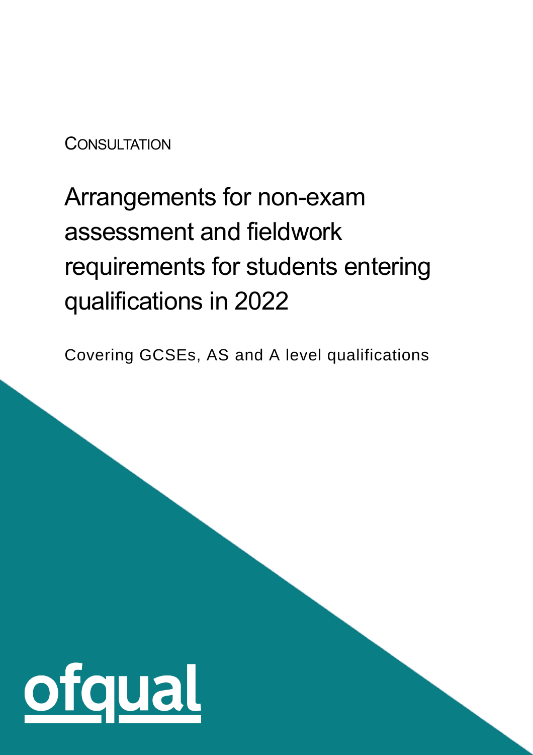CONSULTATION

# Arrangements for non-exam assessment and fieldwork requirements for students entering qualifications in 2022

Covering GCSEs, AS and A level qualifications

ofqual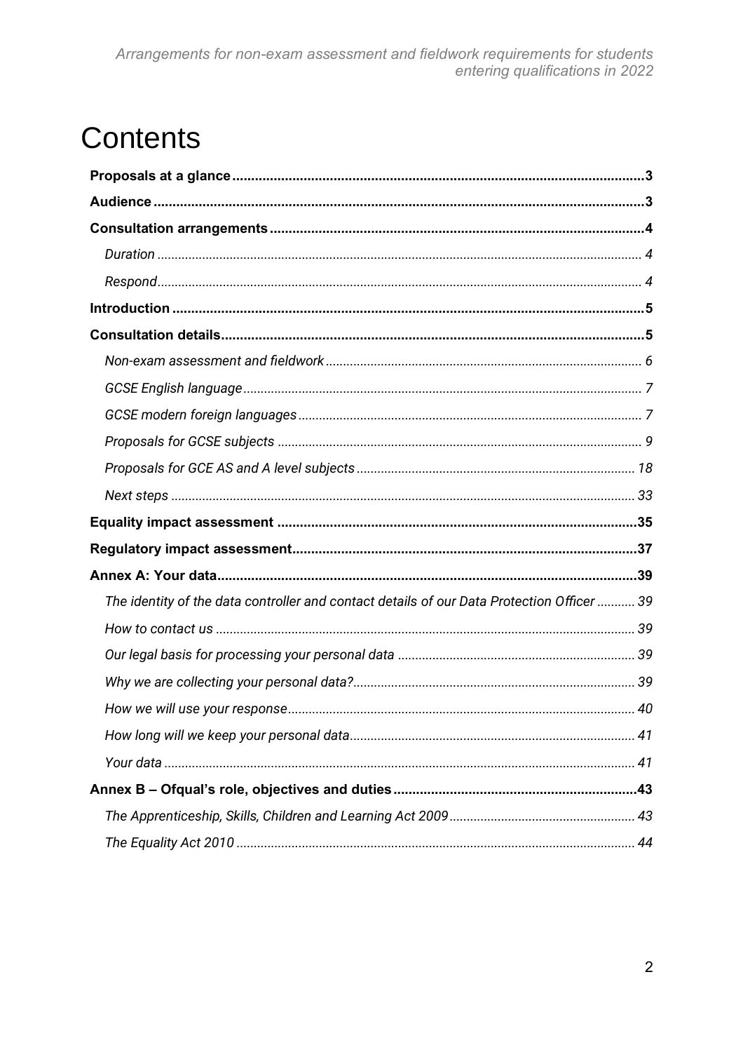# Contents

**Proposals at a glance** ..... **3**

**Audience** ..... **3**

**Consultation arrangements** ..... **4**

- *Duration* ..... *4*
- *Respond* ..... *4*

**Introduction** ..... **5**

**Consultation details** ..... **5**

- *Non-exam assessment and fieldwork* ..... *6*
- *GCSE English language* ..... *7*
- *GCSE modern foreign languages* ..... *7*
- *Proposals for GCSE subjects* ..... *9*
- *Proposals for GCE AS and A level subjects* ..... *18*
- *Next steps* ..... *33*

**Equality impact assessment** ..... **35**

**Regulatory impact assessment** ..... **37**

**Annex A: Your data** ..... **39**

- *The identity of the data controller and contact details of our Data Protection Officer* ..... *39*
- *How to contact us* ..... *39*
- *Our legal basis for processing your personal data* ..... *39*
- *Why we are collecting your personal data?* ..... *39*
- *How we will use your response* ..... *40*
- *How long will we keep your personal data* ..... *41*
- *Your data* ..... *41*

**Annex B – Ofqual's role, objectives and duties** ..... **43**

- *The Apprenticeship, Skills, Children and Learning Act 2009* ..... *43*
- *The Equality Act 2010* ..... *44*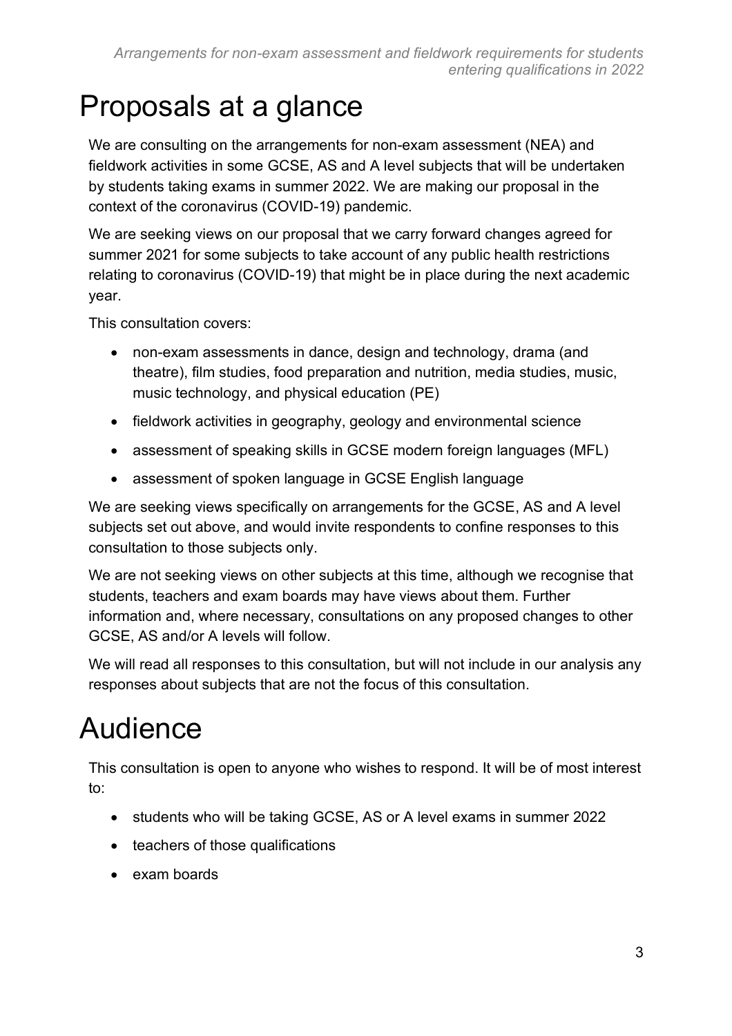# Proposals at a glance

We are consulting on the arrangements for non-exam assessment (NEA) and fieldwork activities in some GCSE, AS and A level subjects that will be undertaken by students taking exams in summer 2022. We are making our proposal in the context of the coronavirus (COVID-19) pandemic.

We are seeking views on our proposal that we carry forward changes agreed for summer 2021 for some subjects to take account of any public health restrictions relating to coronavirus (COVID-19) that might be in place during the next academic year.

This consultation covers:

- non-exam assessments in dance, design and technology, drama (and theatre), film studies, food preparation and nutrition, media studies, music, music technology, and physical education (PE)
- fieldwork activities in geography, geology and environmental science
- assessment of speaking skills in GCSE modern foreign languages (MFL)
- assessment of spoken language in GCSE English language

We are seeking views specifically on arrangements for the GCSE, AS and A level subjects set out above, and would invite respondents to confine responses to this consultation to those subjects only.

We are not seeking views on other subjects at this time, although we recognise that students, teachers and exam boards may have views about them. Further information and, where necessary, consultations on any proposed changes to other GCSE, AS and/or A levels will follow.

We will read all responses to this consultation, but will not include in our analysis any responses about subjects that are not the focus of this consultation.

# Audience

This consultation is open to anyone who wishes to respond. It will be of most interest to:

- students who will be taking GCSE, AS or A level exams in summer 2022
- teachers of those qualifications
- exam boards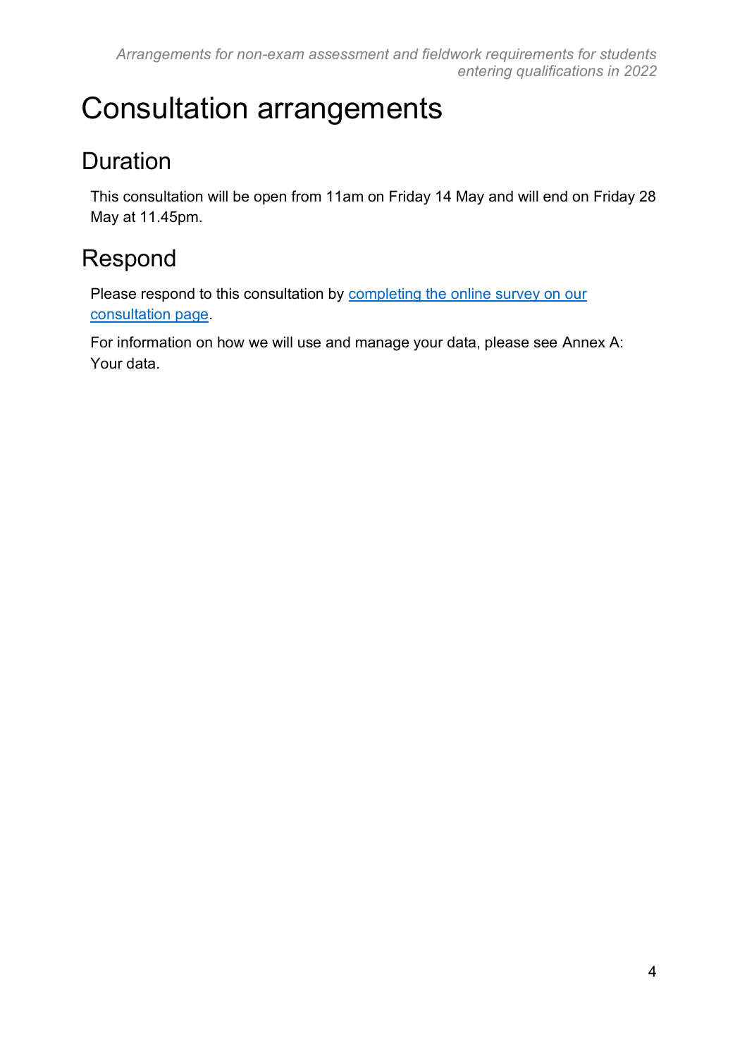# Consultation arrangements

## Duration

This consultation will be open from 11am on Friday 14 May and will end on Friday 28 May at 11.45pm.

## Respond

Please respond to this consultation by completing the online survey on our consultation page.

For information on how we will use and manage your data, please see Annex A: Your data.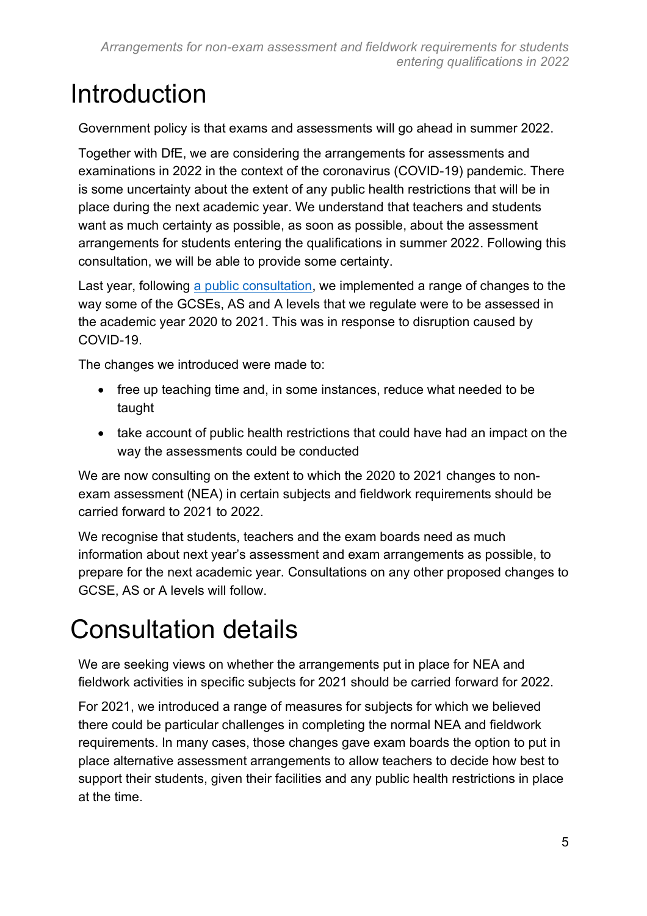# Introduction

Government policy is that exams and assessments will go ahead in summer 2022.

Together with DfE, we are considering the arrangements for assessments and examinations in 2022 in the context of the coronavirus (COVID-19) pandemic. There is some uncertainty about the extent of any public health restrictions that will be in place during the next academic year. We understand that teachers and students want as much certainty as possible, as soon as possible, about the assessment arrangements for students entering the qualifications in summer 2022. Following this consultation, we will be able to provide some certainty.

Last year, following [a public consultation](), we implemented a range of changes to the way some of the GCSEs, AS and A levels that we regulate were to be assessed in the academic year 2020 to 2021. This was in response to disruption caused by COVID-19.

The changes we introduced were made to:

- free up teaching time and, in some instances, reduce what needed to be taught
- take account of public health restrictions that could have had an impact on the way the assessments could be conducted

We are now consulting on the extent to which the 2020 to 2021 changes to non-exam assessment (NEA) in certain subjects and fieldwork requirements should be carried forward to 2021 to 2022.

We recognise that students, teachers and the exam boards need as much information about next year's assessment and exam arrangements as possible, to prepare for the next academic year. Consultations on any other proposed changes to GCSE, AS or A levels will follow.

# Consultation details

We are seeking views on whether the arrangements put in place for NEA and fieldwork activities in specific subjects for 2021 should be carried forward for 2022.

For 2021, we introduced a range of measures for subjects for which we believed there could be particular challenges in completing the normal NEA and fieldwork requirements. In many cases, those changes gave exam boards the option to put in place alternative assessment arrangements to allow teachers to decide how best to support their students, given their facilities and any public health restrictions in place at the time.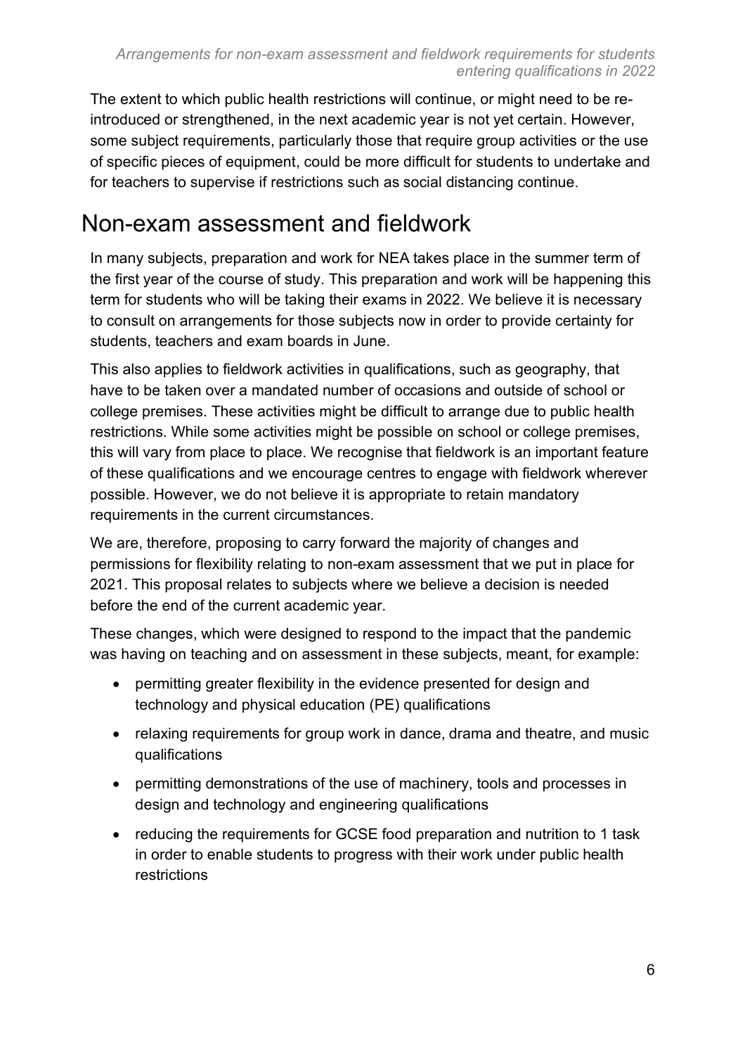The extent to which public health restrictions will continue, or might need to be re-introduced or strengthened, in the next academic year is not yet certain. However, some subject requirements, particularly those that require group activities or the use of specific pieces of equipment, could be more difficult for students to undertake and for teachers to supervise if restrictions such as social distancing continue.

## Non-exam assessment and fieldwork

In many subjects, preparation and work for NEA takes place in the summer term of the first year of the course of study. This preparation and work will be happening this term for students who will be taking their exams in 2022. We believe it is necessary to consult on arrangements for those subjects now in order to provide certainty for students, teachers and exam boards in June.

This also applies to fieldwork activities in qualifications, such as geography, that have to be taken over a mandated number of occasions and outside of school or college premises. These activities might be difficult to arrange due to public health restrictions. While some activities might be possible on school or college premises, this will vary from place to place. We recognise that fieldwork is an important feature of these qualifications and we encourage centres to engage with fieldwork wherever possible. However, we do not believe it is appropriate to retain mandatory requirements in the current circumstances.

We are, therefore, proposing to carry forward the majority of changes and permissions for flexibility relating to non-exam assessment that we put in place for 2021. This proposal relates to subjects where we believe a decision is needed before the end of the current academic year.

These changes, which were designed to respond to the impact that the pandemic was having on teaching and on assessment in these subjects, meant, for example:

- permitting greater flexibility in the evidence presented for design and technology and physical education (PE) qualifications
- relaxing requirements for group work in dance, drama and theatre, and music qualifications
- permitting demonstrations of the use of machinery, tools and processes in design and technology and engineering qualifications
- reducing the requirements for GCSE food preparation and nutrition to 1 task in order to enable students to progress with their work under public health restrictions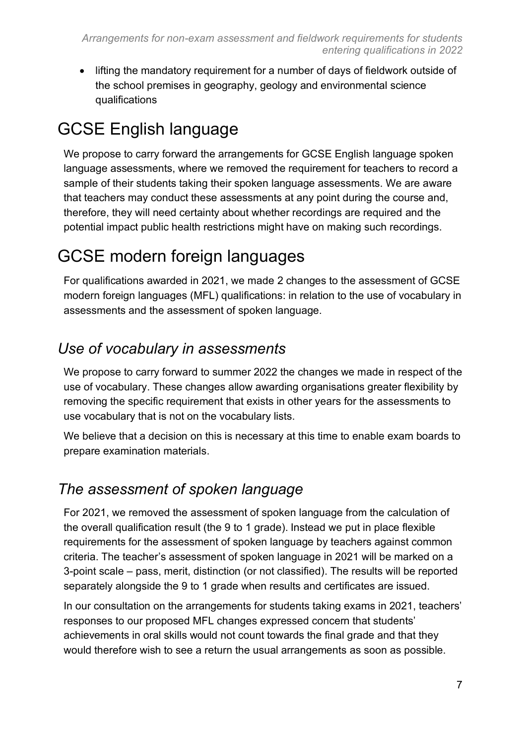- lifting the mandatory requirement for a number of days of fieldwork outside of the school premises in geography, geology and environmental science qualifications

# GCSE English language

We propose to carry forward the arrangements for GCSE English language spoken language assessments, where we removed the requirement for teachers to record a sample of their students taking their spoken language assessments. We are aware that teachers may conduct these assessments at any point during the course and, therefore, they will need certainty about whether recordings are required and the potential impact public health restrictions might have on making such recordings.

# GCSE modern foreign languages

For qualifications awarded in 2021, we made 2 changes to the assessment of GCSE modern foreign languages (MFL) qualifications: in relation to the use of vocabulary in assessments and the assessment of spoken language.

## *Use of vocabulary in assessments*

We propose to carry forward to summer 2022 the changes we made in respect of the use of vocabulary. These changes allow awarding organisations greater flexibility by removing the specific requirement that exists in other years for the assessments to use vocabulary that is not on the vocabulary lists.

We believe that a decision on this is necessary at this time to enable exam boards to prepare examination materials.

## *The assessment of spoken language*

For 2021, we removed the assessment of spoken language from the calculation of the overall qualification result (the 9 to 1 grade). Instead we put in place flexible requirements for the assessment of spoken language by teachers against common criteria. The teacher's assessment of spoken language in 2021 will be marked on a 3-point scale – pass, merit, distinction (or not classified). The results will be reported separately alongside the 9 to 1 grade when results and certificates are issued.

In our consultation on the arrangements for students taking exams in 2021, teachers' responses to our proposed MFL changes expressed concern that students' achievements in oral skills would not count towards the final grade and that they would therefore wish to see a return the usual arrangements as soon as possible.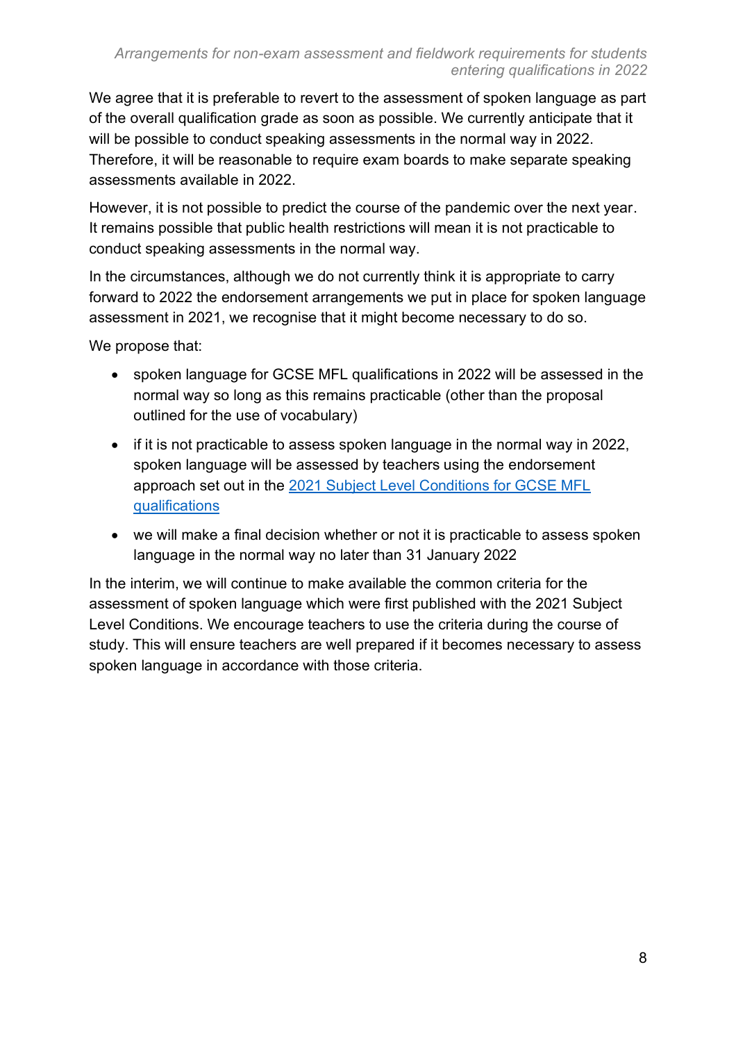We agree that it is preferable to revert to the assessment of spoken language as part of the overall qualification grade as soon as possible. We currently anticipate that it will be possible to conduct speaking assessments in the normal way in 2022. Therefore, it will be reasonable to require exam boards to make separate speaking assessments available in 2022.

However, it is not possible to predict the course of the pandemic over the next year. It remains possible that public health restrictions will mean it is not practicable to conduct speaking assessments in the normal way.

In the circumstances, although we do not currently think it is appropriate to carry forward to 2022 the endorsement arrangements we put in place for spoken language assessment in 2021, we recognise that it might become necessary to do so.

We propose that:

- spoken language for GCSE MFL qualifications in 2022 will be assessed in the normal way so long as this remains practicable (other than the proposal outlined for the use of vocabulary)
- if it is not practicable to assess spoken language in the normal way in 2022, spoken language will be assessed by teachers using the endorsement approach set out in the [2021 Subject Level Conditions for GCSE MFL qualifications]
- we will make a final decision whether or not it is practicable to assess spoken language in the normal way no later than 31 January 2022

In the interim, we will continue to make available the common criteria for the assessment of spoken language which were first published with the 2021 Subject Level Conditions. We encourage teachers to use the criteria during the course of study. This will ensure teachers are well prepared if it becomes necessary to assess spoken language in accordance with those criteria.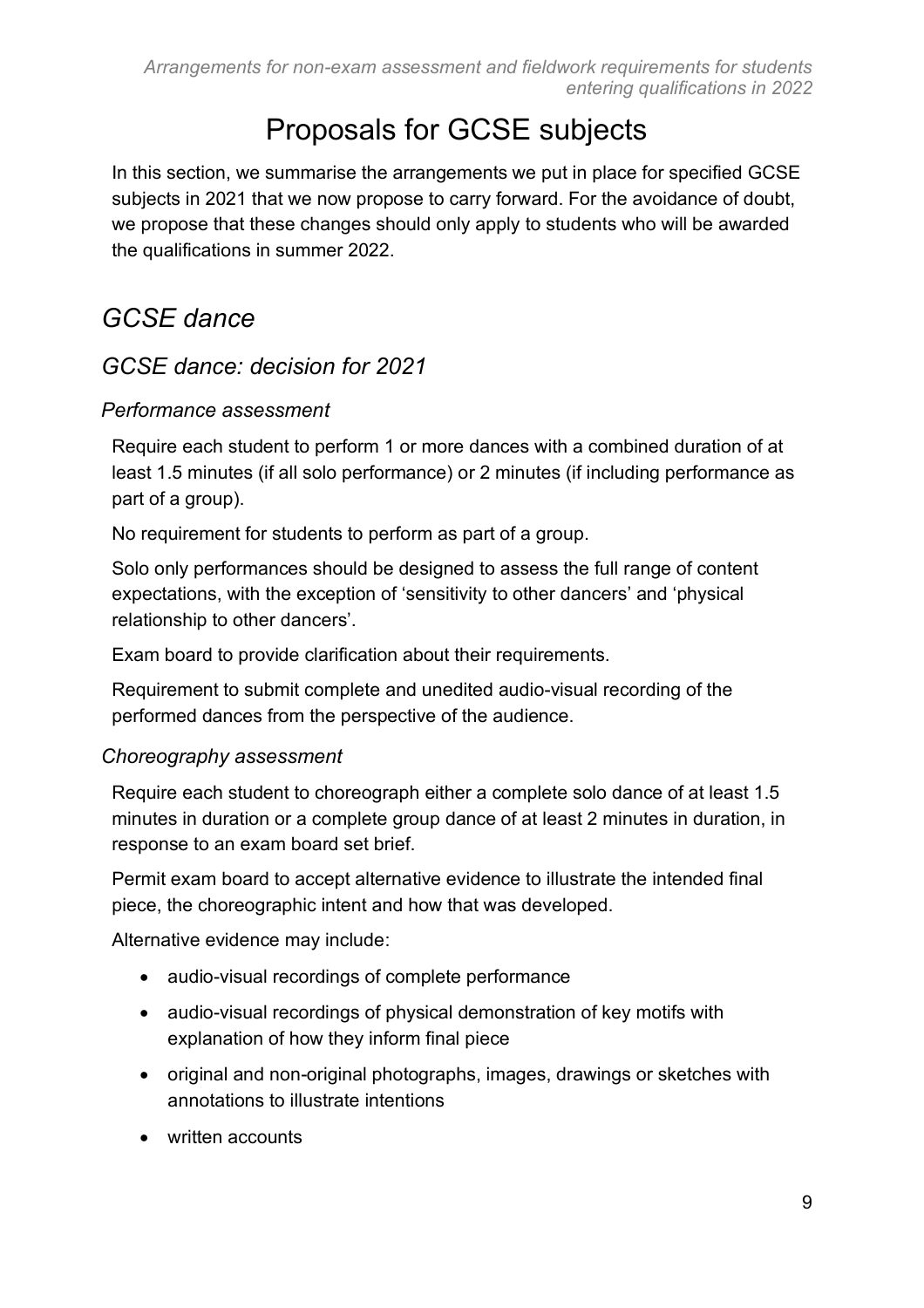# Proposals for GCSE subjects

In this section, we summarise the arrangements we put in place for specified GCSE subjects in 2021 that we now propose to carry forward. For the avoidance of doubt, we propose that these changes should only apply to students who will be awarded the qualifications in summer 2022.

## *GCSE dance*

### *GCSE dance: decision for 2021*

#### *Performance assessment*

Require each student to perform 1 or more dances with a combined duration of at least 1.5 minutes (if all solo performance) or 2 minutes (if including performance as part of a group).

No requirement for students to perform as part of a group.

Solo only performances should be designed to assess the full range of content expectations, with the exception of 'sensitivity to other dancers' and 'physical relationship to other dancers'.

Exam board to provide clarification about their requirements.

Requirement to submit complete and unedited audio-visual recording of the performed dances from the perspective of the audience.

#### *Choreography assessment*

Require each student to choreograph either a complete solo dance of at least 1.5 minutes in duration or a complete group dance of at least 2 minutes in duration, in response to an exam board set brief.

Permit exam board to accept alternative evidence to illustrate the intended final piece, the choreographic intent and how that was developed.

Alternative evidence may include:

- audio-visual recordings of complete performance
- audio-visual recordings of physical demonstration of key motifs with explanation of how they inform final piece
- original and non-original photographs, images, drawings or sketches with annotations to illustrate intentions
- written accounts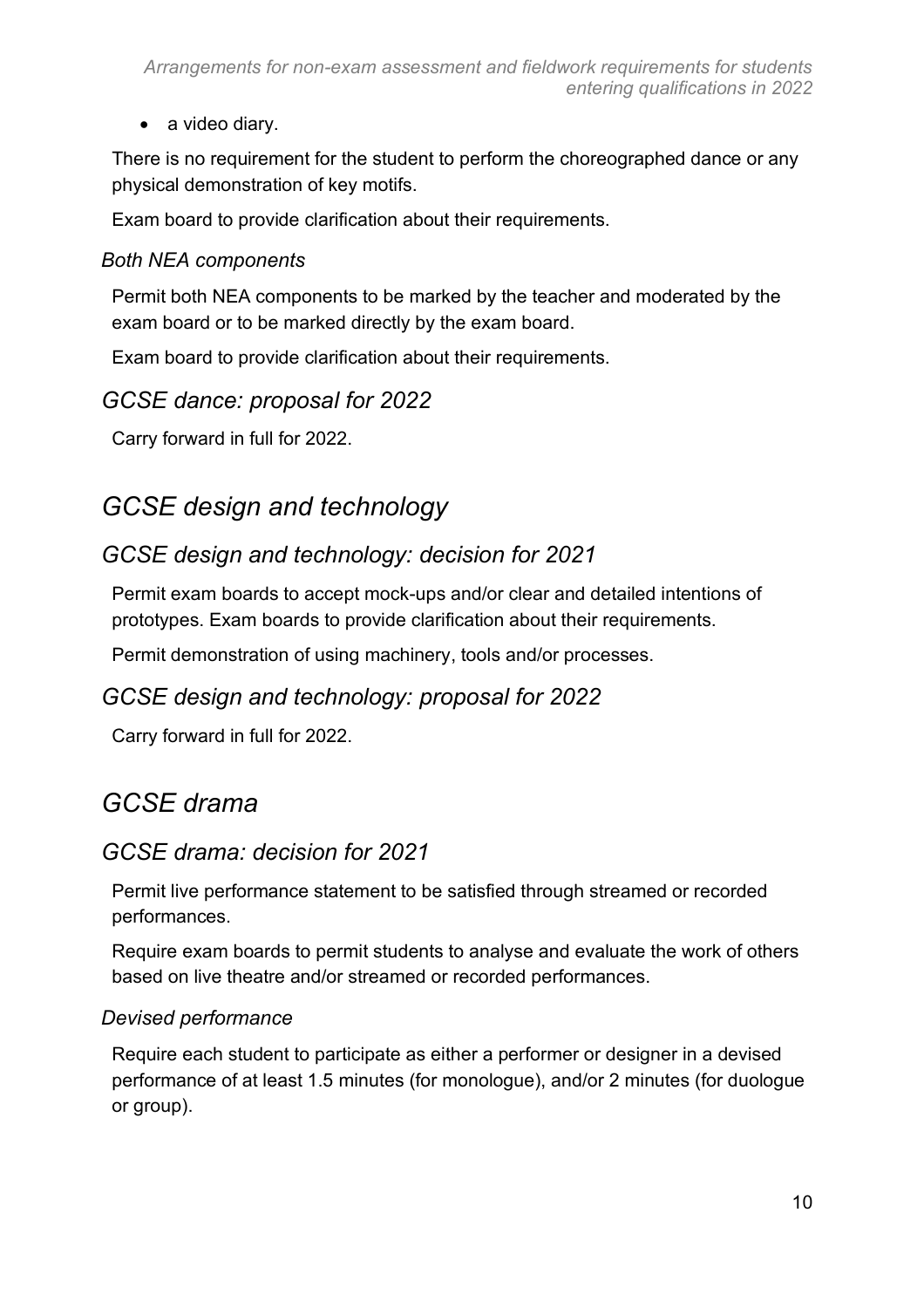- a video diary.

There is no requirement for the student to perform the choreographed dance or any physical demonstration of key motifs.

Exam board to provide clarification about their requirements.

#### *Both NEA components*

Permit both NEA components to be marked by the teacher and moderated by the exam board or to be marked directly by the exam board.

Exam board to provide clarification about their requirements.

### *GCSE dance: proposal for 2022*

Carry forward in full for 2022.

## *GCSE design and technology*

### *GCSE design and technology: decision for 2021*

Permit exam boards to accept mock-ups and/or clear and detailed intentions of prototypes. Exam boards to provide clarification about their requirements.

Permit demonstration of using machinery, tools and/or processes.

### *GCSE design and technology: proposal for 2022*

Carry forward in full for 2022.

## *GCSE drama*

### *GCSE drama: decision for 2021*

Permit live performance statement to be satisfied through streamed or recorded performances.

Require exam boards to permit students to analyse and evaluate the work of others based on live theatre and/or streamed or recorded performances.

#### *Devised performance*

Require each student to participate as either a performer or designer in a devised performance of at least 1.5 minutes (for monologue), and/or 2 minutes (for duologue or group).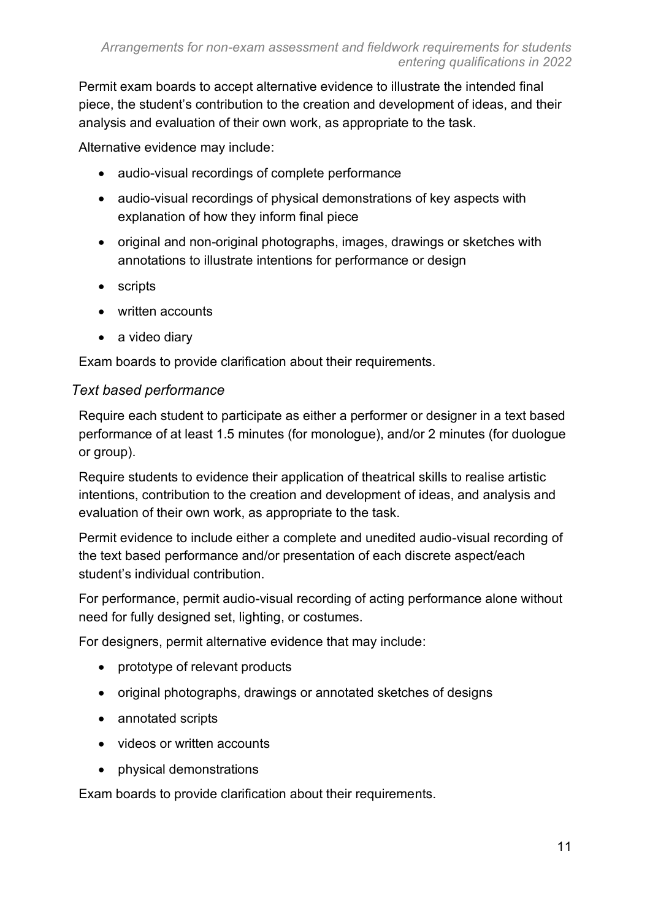Permit exam boards to accept alternative evidence to illustrate the intended final piece, the student's contribution to the creation and development of ideas, and their analysis and evaluation of their own work, as appropriate to the task.

Alternative evidence may include:

- audio-visual recordings of complete performance
- audio-visual recordings of physical demonstrations of key aspects with explanation of how they inform final piece
- original and non-original photographs, images, drawings or sketches with annotations to illustrate intentions for performance or design
- scripts
- written accounts
- a video diary

Exam boards to provide clarification about their requirements.

*Text based performance*

Require each student to participate as either a performer or designer in a text based performance of at least 1.5 minutes (for monologue), and/or 2 minutes (for duologue or group).

Require students to evidence their application of theatrical skills to realise artistic intentions, contribution to the creation and development of ideas, and analysis and evaluation of their own work, as appropriate to the task.

Permit evidence to include either a complete and unedited audio-visual recording of the text based performance and/or presentation of each discrete aspect/each student's individual contribution.

For performance, permit audio-visual recording of acting performance alone without need for fully designed set, lighting, or costumes.

For designers, permit alternative evidence that may include:

- prototype of relevant products
- original photographs, drawings or annotated sketches of designs
- annotated scripts
- videos or written accounts
- physical demonstrations

Exam boards to provide clarification about their requirements.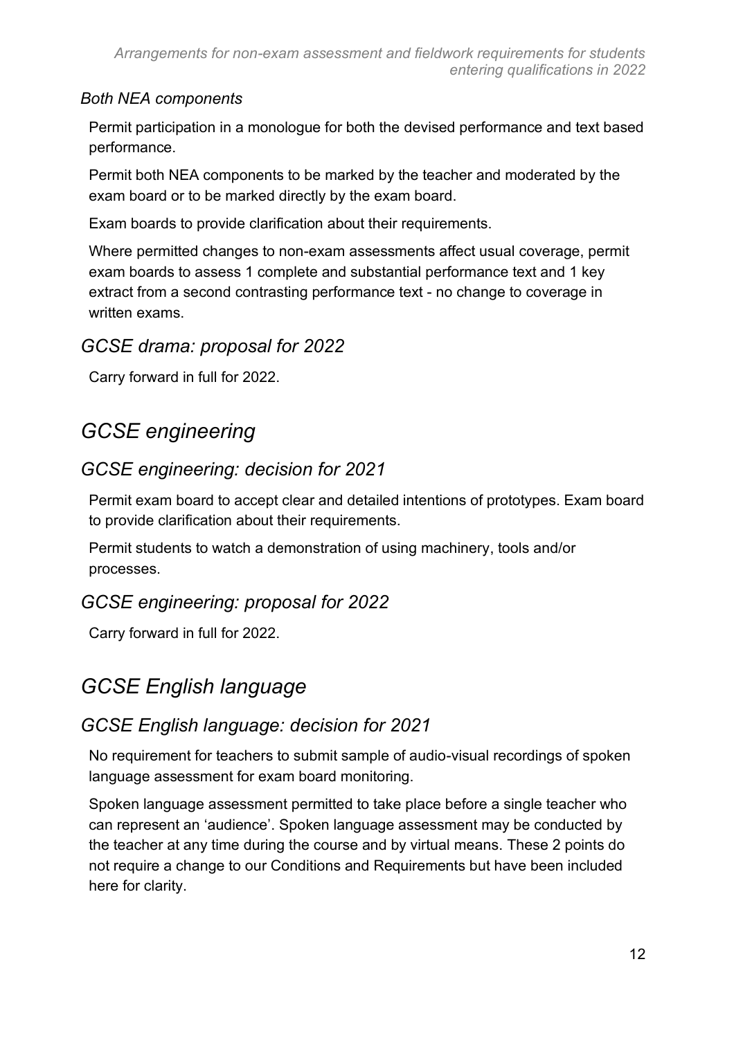#### *Both NEA components*

Permit participation in a monologue for both the devised performance and text based performance.

Permit both NEA components to be marked by the teacher and moderated by the exam board or to be marked directly by the exam board.

Exam boards to provide clarification about their requirements.

Where permitted changes to non-exam assessments affect usual coverage, permit exam boards to assess 1 complete and substantial performance text and 1 key extract from a second contrasting performance text - no change to coverage in written exams.

### *GCSE drama: proposal for 2022*

Carry forward in full for 2022.

## *GCSE engineering*

### *GCSE engineering: decision for 2021*

Permit exam board to accept clear and detailed intentions of prototypes. Exam board to provide clarification about their requirements.

Permit students to watch a demonstration of using machinery, tools and/or processes.

### *GCSE engineering: proposal for 2022*

Carry forward in full for 2022.

## *GCSE English language*

### *GCSE English language: decision for 2021*

No requirement for teachers to submit sample of audio-visual recordings of spoken language assessment for exam board monitoring.

Spoken language assessment permitted to take place before a single teacher who can represent an 'audience'. Spoken language assessment may be conducted by the teacher at any time during the course and by virtual means. These 2 points do not require a change to our Conditions and Requirements but have been included here for clarity.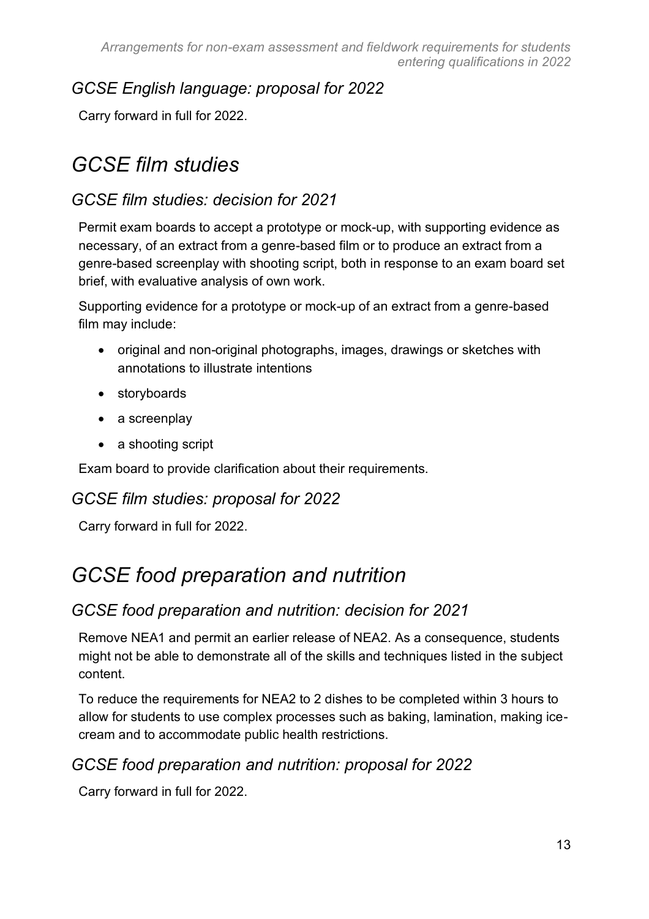### GCSE English language: proposal for 2022

Carry forward in full for 2022.

## GCSE film studies

### GCSE film studies: decision for 2021

Permit exam boards to accept a prototype or mock-up, with supporting evidence as necessary, of an extract from a genre-based film or to produce an extract from a genre-based screenplay with shooting script, both in response to an exam board set brief, with evaluative analysis of own work.

Supporting evidence for a prototype or mock-up of an extract from a genre-based film may include:

- original and non-original photographs, images, drawings or sketches with annotations to illustrate intentions
- storyboards
- a screenplay
- a shooting script

Exam board to provide clarification about their requirements.

### GCSE film studies: proposal for 2022

Carry forward in full for 2022.

## GCSE food preparation and nutrition

### GCSE food preparation and nutrition: decision for 2021

Remove NEA1 and permit an earlier release of NEA2. As a consequence, students might not be able to demonstrate all of the skills and techniques listed in the subject content.

To reduce the requirements for NEA2 to 2 dishes to be completed within 3 hours to allow for students to use complex processes such as baking, lamination, making ice-cream and to accommodate public health restrictions.

### GCSE food preparation and nutrition: proposal for 2022

Carry forward in full for 2022.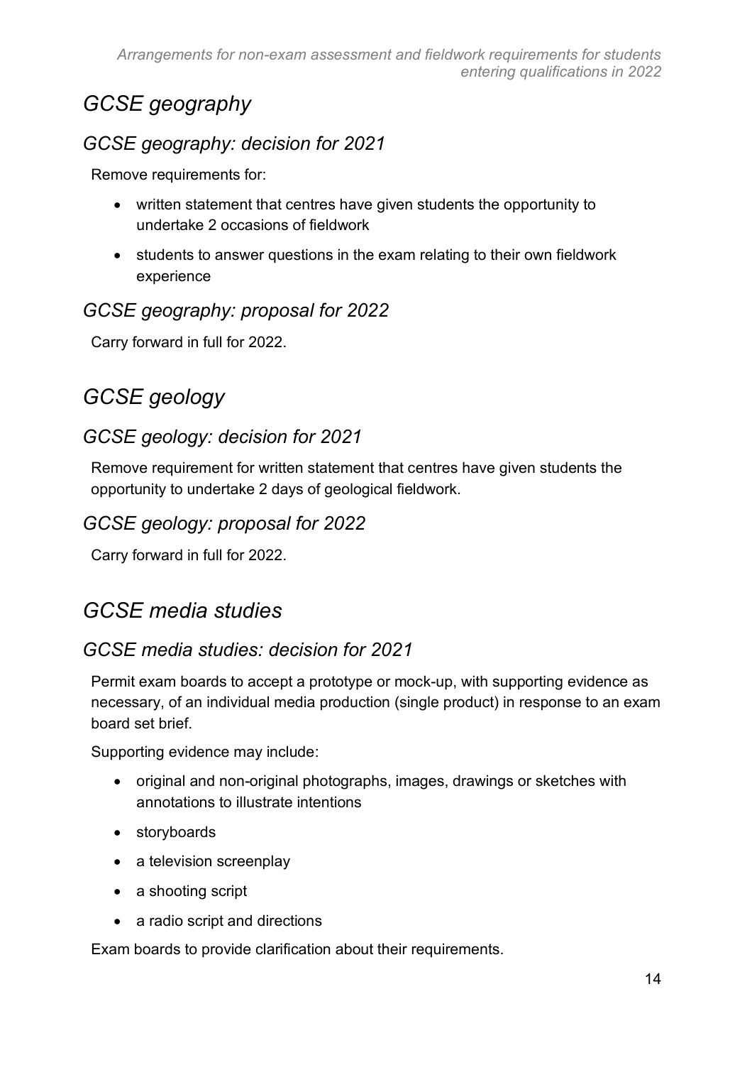## *GCSE geography*

### *GCSE geography: decision for 2021*

Remove requirements for:

- written statement that centres have given students the opportunity to undertake 2 occasions of fieldwork
- students to answer questions in the exam relating to their own fieldwork experience

### *GCSE geography: proposal for 2022*

Carry forward in full for 2022.

## *GCSE geology*

### *GCSE geology: decision for 2021*

Remove requirement for written statement that centres have given students the opportunity to undertake 2 days of geological fieldwork.

### *GCSE geology: proposal for 2022*

Carry forward in full for 2022.

## *GCSE media studies*

### *GCSE media studies: decision for 2021*

Permit exam boards to accept a prototype or mock-up, with supporting evidence as necessary, of an individual media production (single product) in response to an exam board set brief.

Supporting evidence may include:

- original and non-original photographs, images, drawings or sketches with annotations to illustrate intentions
- storyboards
- a television screenplay
- a shooting script
- a radio script and directions

Exam boards to provide clarification about their requirements.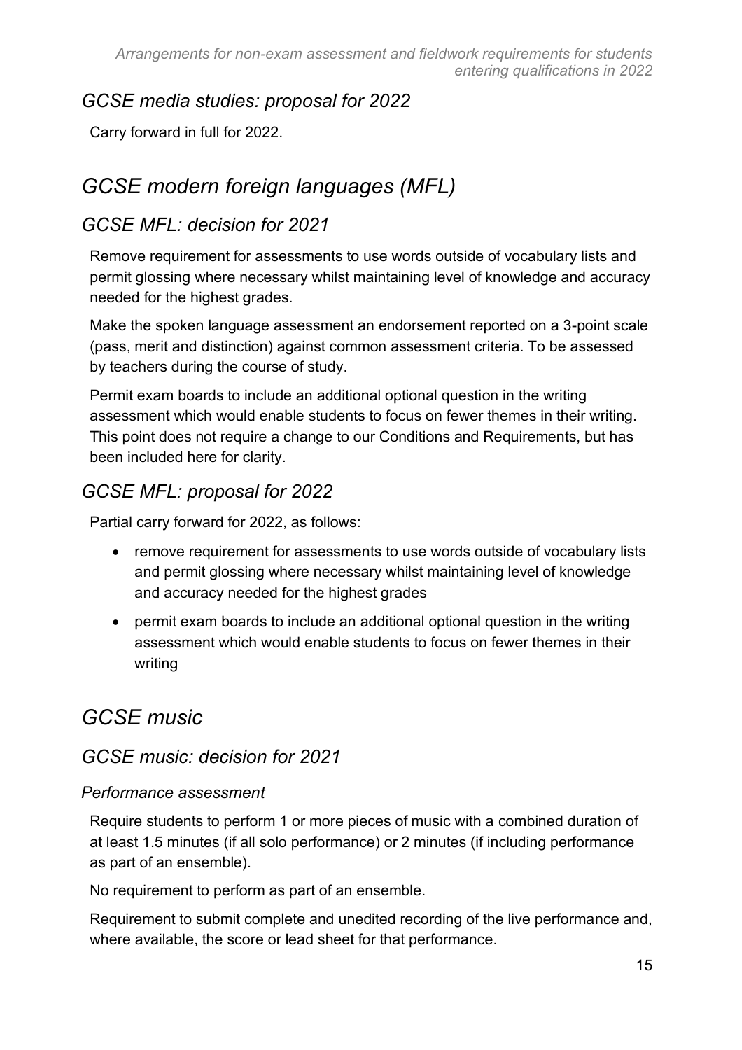### GCSE media studies: proposal for 2022

Carry forward in full for 2022.

## GCSE modern foreign languages (MFL)

### GCSE MFL: decision for 2021

Remove requirement for assessments to use words outside of vocabulary lists and permit glossing where necessary whilst maintaining level of knowledge and accuracy needed for the highest grades.

Make the spoken language assessment an endorsement reported on a 3-point scale (pass, merit and distinction) against common assessment criteria. To be assessed by teachers during the course of study.

Permit exam boards to include an additional optional question in the writing assessment which would enable students to focus on fewer themes in their writing. This point does not require a change to our Conditions and Requirements, but has been included here for clarity.

### GCSE MFL: proposal for 2022

Partial carry forward for 2022, as follows:

- remove requirement for assessments to use words outside of vocabulary lists and permit glossing where necessary whilst maintaining level of knowledge and accuracy needed for the highest grades
- permit exam boards to include an additional optional question in the writing assessment which would enable students to focus on fewer themes in their writing

## GCSE music

### GCSE music: decision for 2021

#### *Performance assessment*

Require students to perform 1 or more pieces of music with a combined duration of at least 1.5 minutes (if all solo performance) or 2 minutes (if including performance as part of an ensemble).

No requirement to perform as part of an ensemble.

Requirement to submit complete and unedited recording of the live performance and, where available, the score or lead sheet for that performance.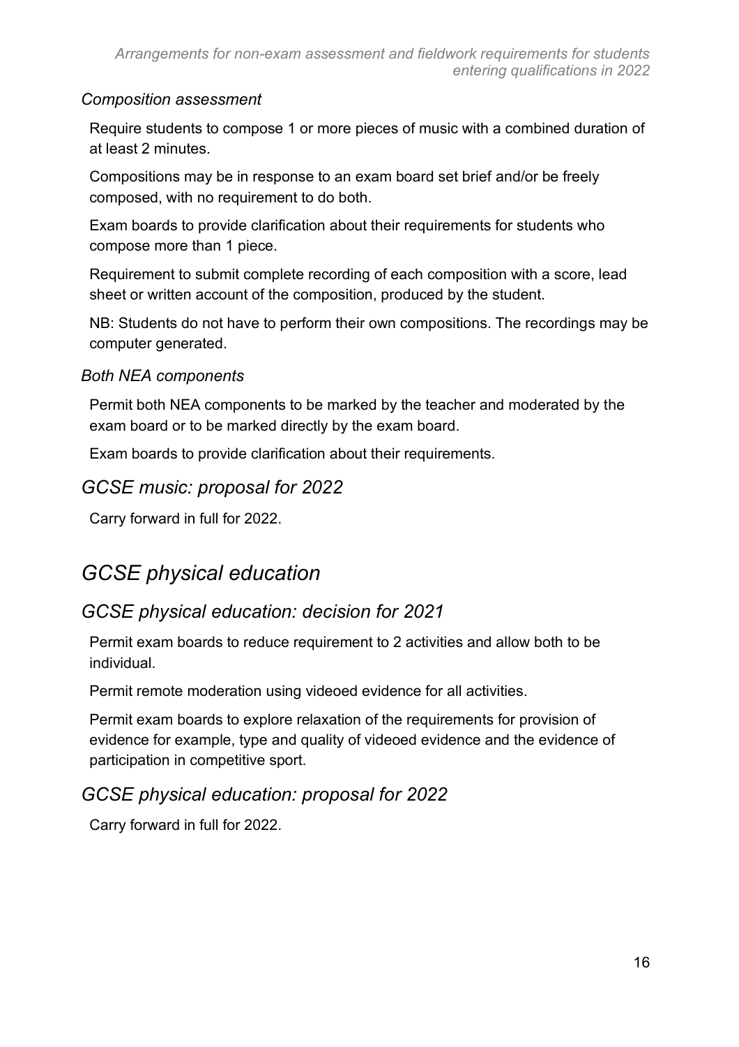### *Composition assessment*

Require students to compose 1 or more pieces of music with a combined duration of at least 2 minutes.

Compositions may be in response to an exam board set brief and/or be freely composed, with no requirement to do both.

Exam boards to provide clarification about their requirements for students who compose more than 1 piece.

Requirement to submit complete recording of each composition with a score, lead sheet or written account of the composition, produced by the student.

NB: Students do not have to perform their own compositions. The recordings may be computer generated.

### *Both NEA components*

Permit both NEA components to be marked by the teacher and moderated by the exam board or to be marked directly by the exam board.

Exam boards to provide clarification about their requirements.

## *GCSE music: proposal for 2022*

Carry forward in full for 2022.

# *GCSE physical education*

## *GCSE physical education: decision for 2021*

Permit exam boards to reduce requirement to 2 activities and allow both to be individual.

Permit remote moderation using videoed evidence for all activities.

Permit exam boards to explore relaxation of the requirements for provision of evidence for example, type and quality of videoed evidence and the evidence of participation in competitive sport.

## *GCSE physical education: proposal for 2022*

Carry forward in full for 2022.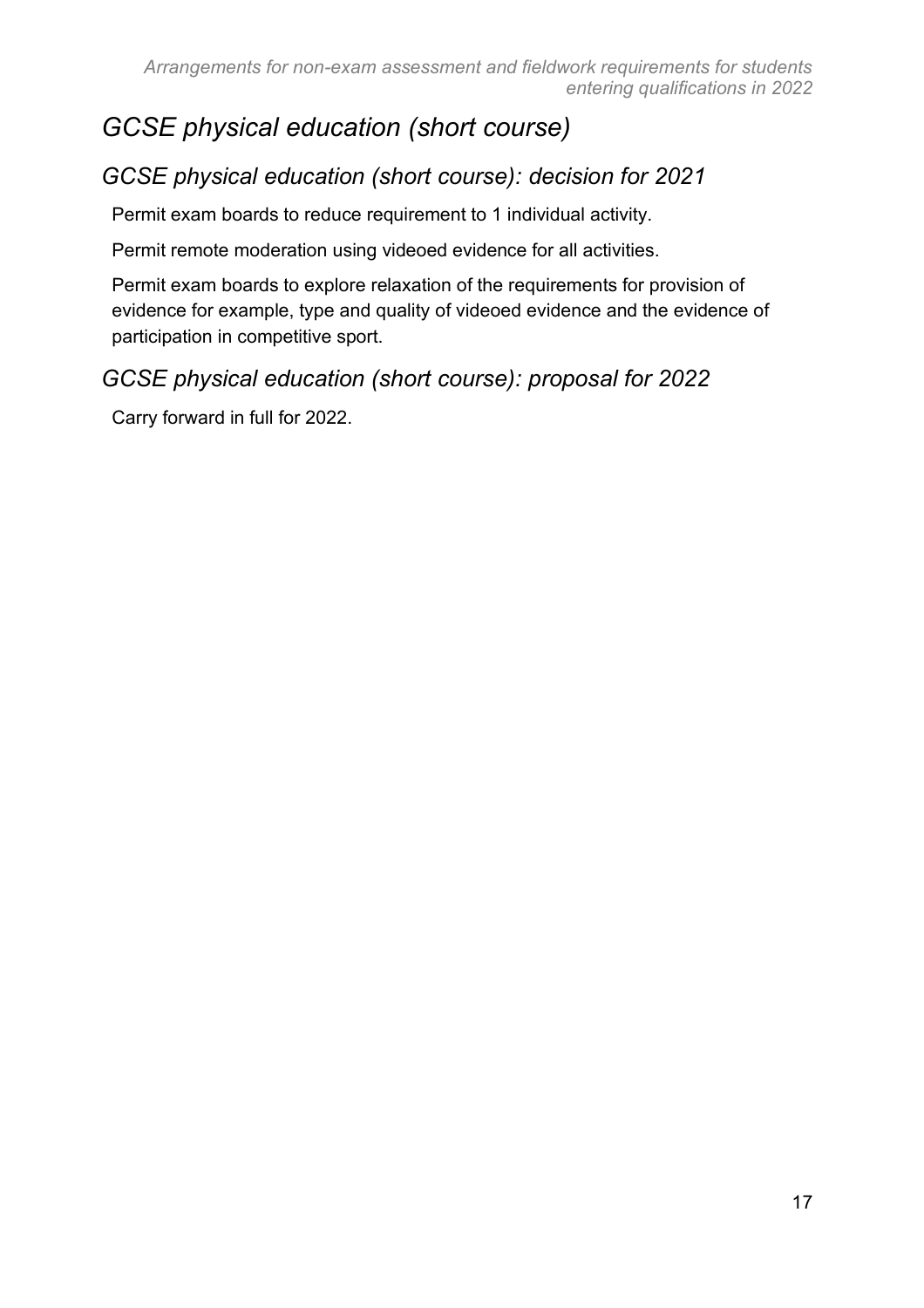## GCSE physical education (short course)

### GCSE physical education (short course): decision for 2021

Permit exam boards to reduce requirement to 1 individual activity.

Permit remote moderation using videoed evidence for all activities.

Permit exam boards to explore relaxation of the requirements for provision of evidence for example, type and quality of videoed evidence and the evidence of participation in competitive sport.

### GCSE physical education (short course): proposal for 2022

Carry forward in full for 2022.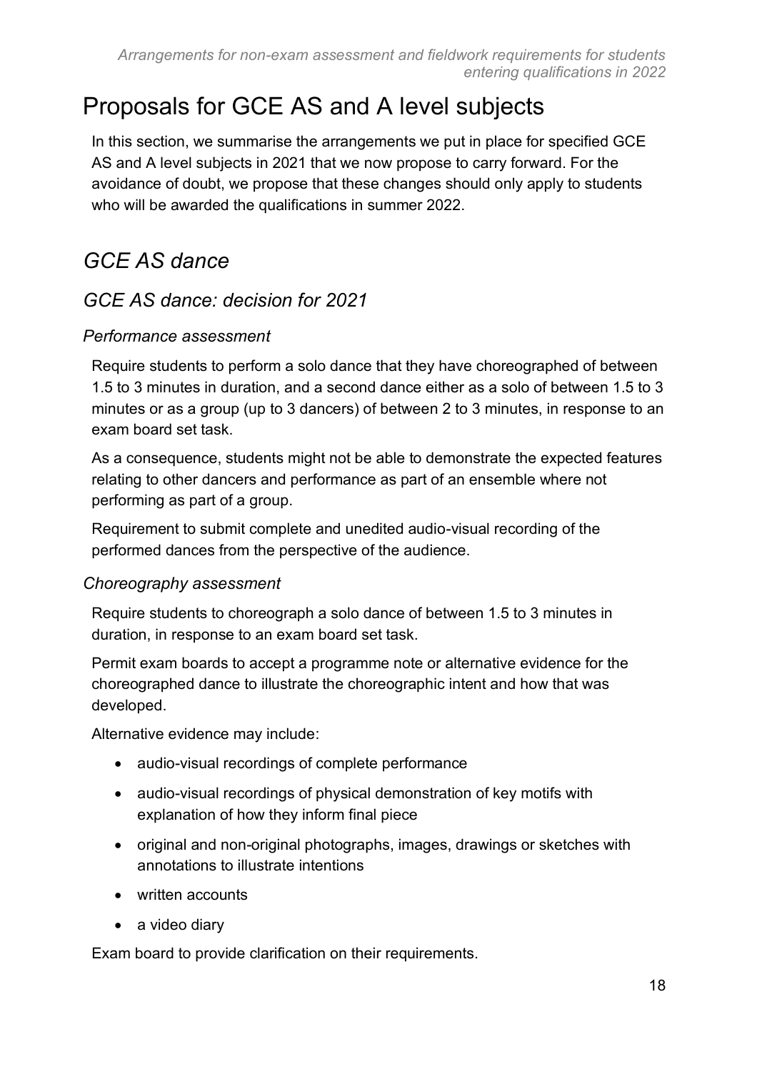# Proposals for GCE AS and A level subjects

In this section, we summarise the arrangements we put in place for specified GCE AS and A level subjects in 2021 that we now propose to carry forward. For the avoidance of doubt, we propose that these changes should only apply to students who will be awarded the qualifications in summer 2022.

## *GCE AS dance*

### *GCE AS dance: decision for 2021*

#### *Performance assessment*

Require students to perform a solo dance that they have choreographed of between 1.5 to 3 minutes in duration, and a second dance either as a solo of between 1.5 to 3 minutes or as a group (up to 3 dancers) of between 2 to 3 minutes, in response to an exam board set task.

As a consequence, students might not be able to demonstrate the expected features relating to other dancers and performance as part of an ensemble where not performing as part of a group.

Requirement to submit complete and unedited audio-visual recording of the performed dances from the perspective of the audience.

#### *Choreography assessment*

Require students to choreograph a solo dance of between 1.5 to 3 minutes in duration, in response to an exam board set task.

Permit exam boards to accept a programme note or alternative evidence for the choreographed dance to illustrate the choreographic intent and how that was developed.

Alternative evidence may include:

- audio-visual recordings of complete performance
- audio-visual recordings of physical demonstration of key motifs with explanation of how they inform final piece
- original and non-original photographs, images, drawings or sketches with annotations to illustrate intentions
- written accounts
- a video diary

Exam board to provide clarification on their requirements.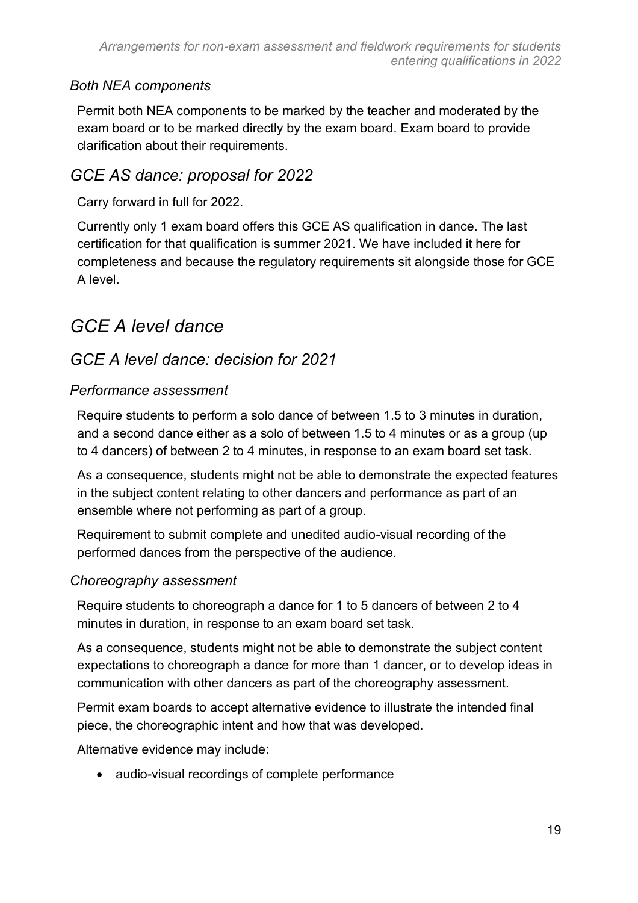### *Both NEA components*

Permit both NEA components to be marked by the teacher and moderated by the exam board or to be marked directly by the exam board. Exam board to provide clarification about their requirements.

## *GCE AS dance: proposal for 2022*

Carry forward in full for 2022.

Currently only 1 exam board offers this GCE AS qualification in dance. The last certification for that qualification is summer 2021. We have included it here for completeness and because the regulatory requirements sit alongside those for GCE A level.

# *GCE A level dance*

## *GCE A level dance: decision for 2021*

### *Performance assessment*

Require students to perform a solo dance of between 1.5 to 3 minutes in duration, and a second dance either as a solo of between 1.5 to 4 minutes or as a group (up to 4 dancers) of between 2 to 4 minutes, in response to an exam board set task.

As a consequence, students might not be able to demonstrate the expected features in the subject content relating to other dancers and performance as part of an ensemble where not performing as part of a group.

Requirement to submit complete and unedited audio-visual recording of the performed dances from the perspective of the audience.

### *Choreography assessment*

Require students to choreograph a dance for 1 to 5 dancers of between 2 to 4 minutes in duration, in response to an exam board set task.

As a consequence, students might not be able to demonstrate the subject content expectations to choreograph a dance for more than 1 dancer, or to develop ideas in communication with other dancers as part of the choreography assessment.

Permit exam boards to accept alternative evidence to illustrate the intended final piece, the choreographic intent and how that was developed.

Alternative evidence may include:

- audio-visual recordings of complete performance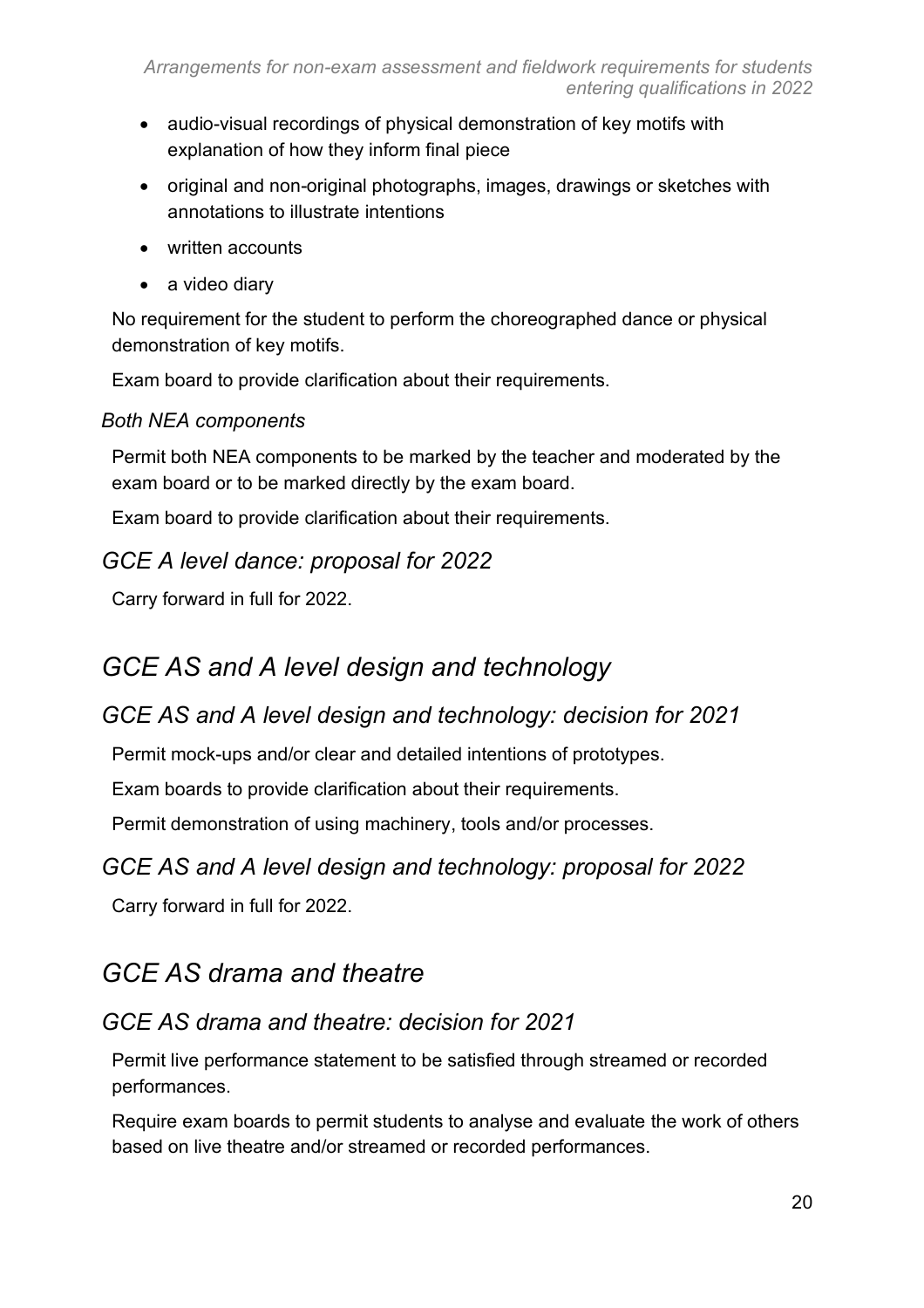- audio-visual recordings of physical demonstration of key motifs with explanation of how they inform final piece
- original and non-original photographs, images, drawings or sketches with annotations to illustrate intentions
- written accounts
- a video diary

No requirement for the student to perform the choreographed dance or physical demonstration of key motifs.

Exam board to provide clarification about their requirements.

*Both NEA components*

Permit both NEA components to be marked by the teacher and moderated by the exam board or to be marked directly by the exam board.

Exam board to provide clarification about their requirements.

### *GCE A level dance: proposal for 2022*

Carry forward in full for 2022.

## *GCE AS and A level design and technology*

### *GCE AS and A level design and technology: decision for 2021*

Permit mock-ups and/or clear and detailed intentions of prototypes.

Exam boards to provide clarification about their requirements.

Permit demonstration of using machinery, tools and/or processes.

### *GCE AS and A level design and technology: proposal for 2022*

Carry forward in full for 2022.

## *GCE AS drama and theatre*

### *GCE AS drama and theatre: decision for 2021*

Permit live performance statement to be satisfied through streamed or recorded performances.

Require exam boards to permit students to analyse and evaluate the work of others based on live theatre and/or streamed or recorded performances.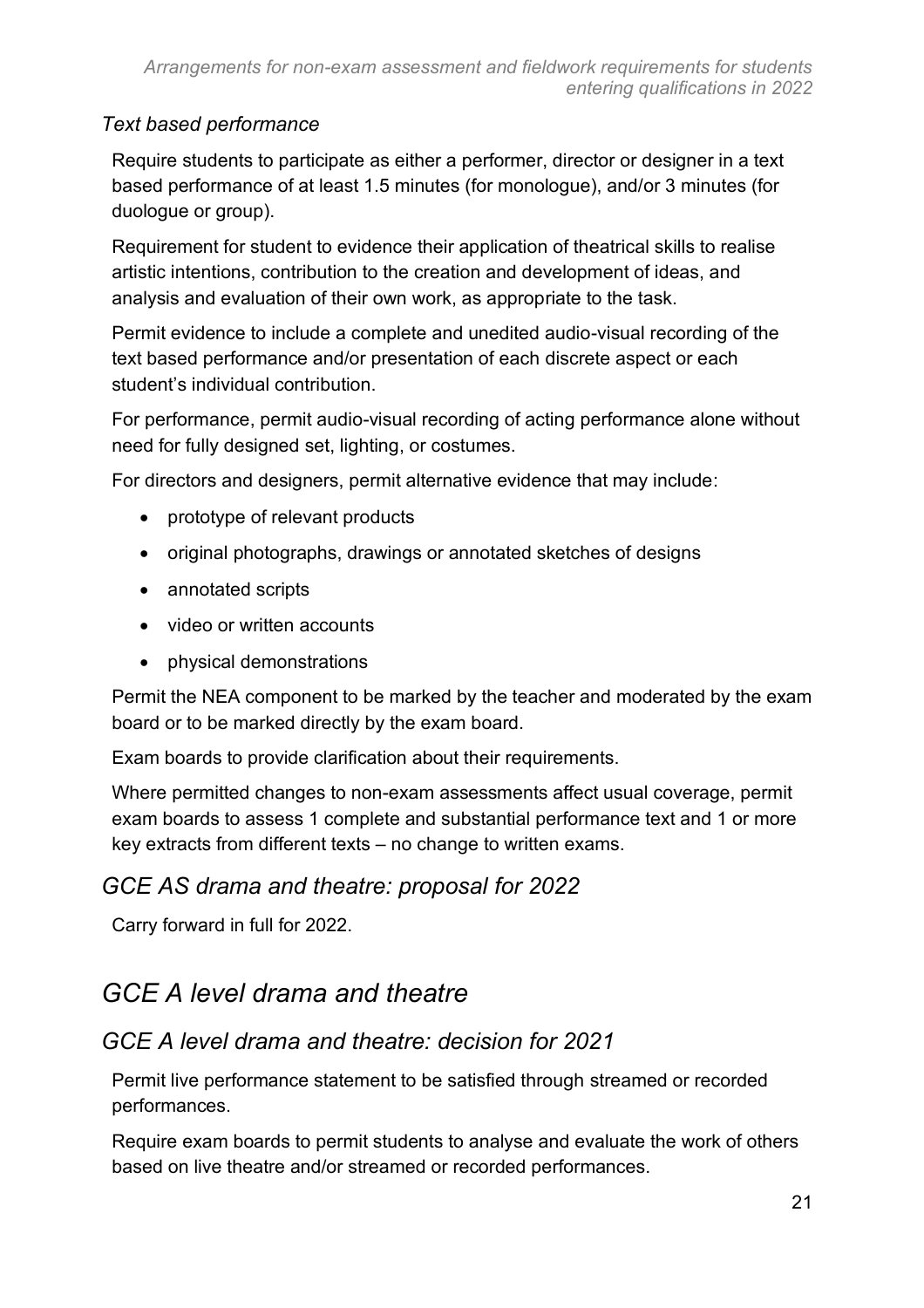#### *Text based performance*

Require students to participate as either a performer, director or designer in a text based performance of at least 1.5 minutes (for monologue), and/or 3 minutes (for duologue or group).

Requirement for student to evidence their application of theatrical skills to realise artistic intentions, contribution to the creation and development of ideas, and analysis and evaluation of their own work, as appropriate to the task.

Permit evidence to include a complete and unedited audio-visual recording of the text based performance and/or presentation of each discrete aspect or each student's individual contribution.

For performance, permit audio-visual recording of acting performance alone without need for fully designed set, lighting, or costumes.

For directors and designers, permit alternative evidence that may include:

- prototype of relevant products
- original photographs, drawings or annotated sketches of designs
- annotated scripts
- video or written accounts
- physical demonstrations

Permit the NEA component to be marked by the teacher and moderated by the exam board or to be marked directly by the exam board.

Exam boards to provide clarification about their requirements.

Where permitted changes to non-exam assessments affect usual coverage, permit exam boards to assess 1 complete and substantial performance text and 1 or more key extracts from different texts – no change to written exams.

### *GCE AS drama and theatre: proposal for 2022*

Carry forward in full for 2022.

## *GCE A level drama and theatre*

### *GCE A level drama and theatre: decision for 2021*

Permit live performance statement to be satisfied through streamed or recorded performances.

Require exam boards to permit students to analyse and evaluate the work of others based on live theatre and/or streamed or recorded performances.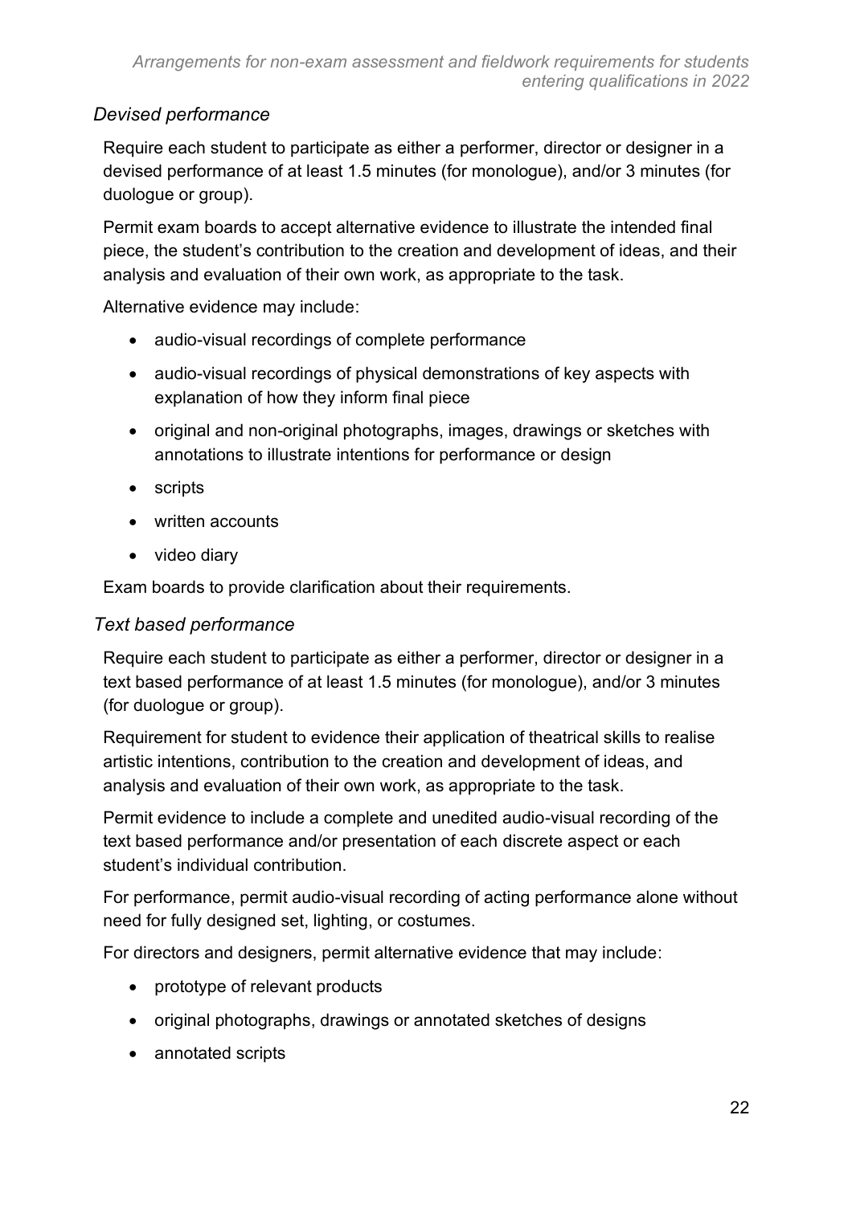### *Devised performance*

Require each student to participate as either a performer, director or designer in a devised performance of at least 1.5 minutes (for monologue), and/or 3 minutes (for duologue or group).

Permit exam boards to accept alternative evidence to illustrate the intended final piece, the student's contribution to the creation and development of ideas, and their analysis and evaluation of their own work, as appropriate to the task.

Alternative evidence may include:

- audio-visual recordings of complete performance
- audio-visual recordings of physical demonstrations of key aspects with explanation of how they inform final piece
- original and non-original photographs, images, drawings or sketches with annotations to illustrate intentions for performance or design
- scripts
- written accounts
- video diary

Exam boards to provide clarification about their requirements.

### *Text based performance*

Require each student to participate as either a performer, director or designer in a text based performance of at least 1.5 minutes (for monologue), and/or 3 minutes (for duologue or group).

Requirement for student to evidence their application of theatrical skills to realise artistic intentions, contribution to the creation and development of ideas, and analysis and evaluation of their own work, as appropriate to the task.

Permit evidence to include a complete and unedited audio-visual recording of the text based performance and/or presentation of each discrete aspect or each student's individual contribution.

For performance, permit audio-visual recording of acting performance alone without need for fully designed set, lighting, or costumes.

For directors and designers, permit alternative evidence that may include:

- prototype of relevant products
- original photographs, drawings or annotated sketches of designs
- annotated scripts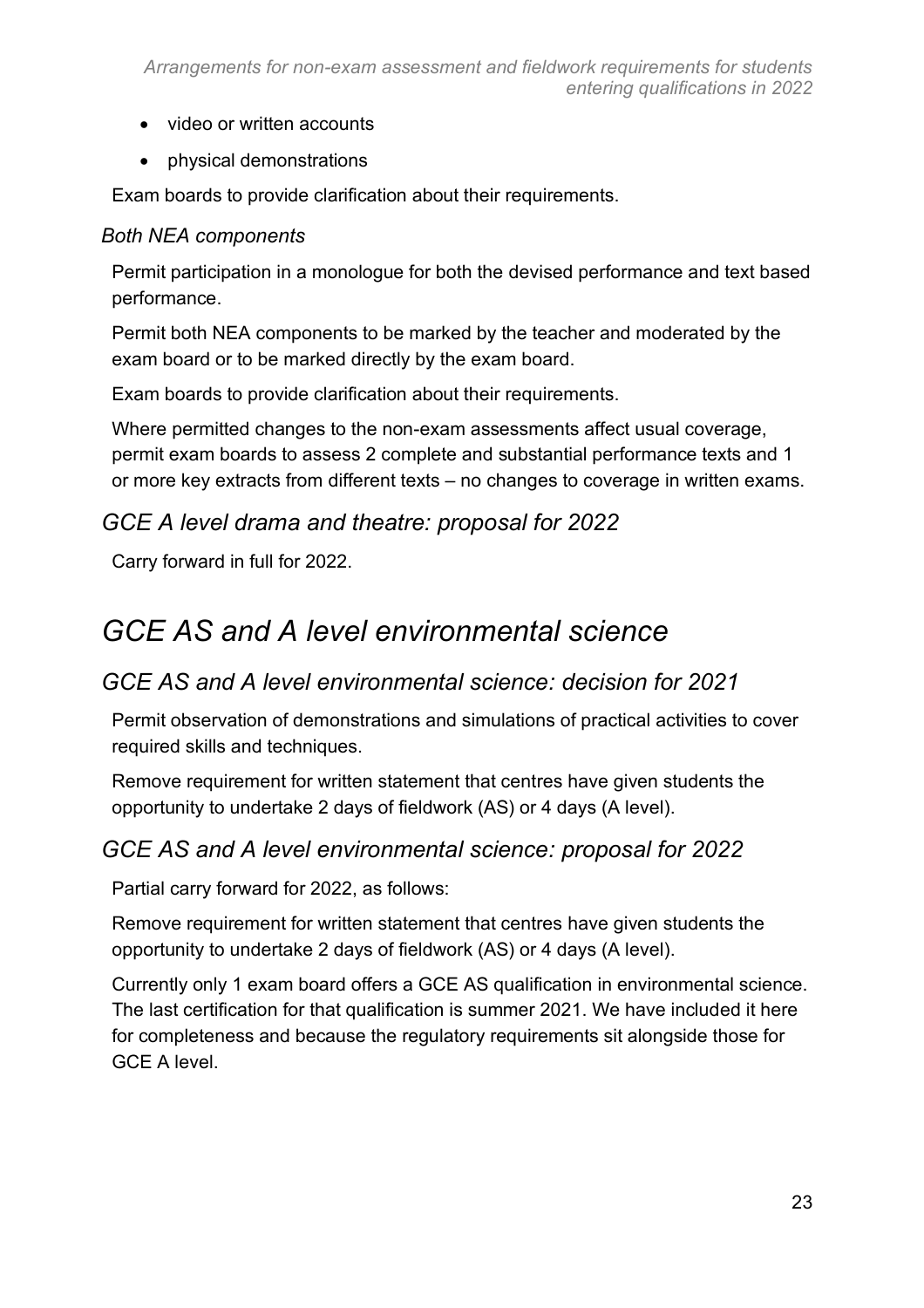- video or written accounts
- physical demonstrations

Exam boards to provide clarification about their requirements.

### *Both NEA components*

Permit participation in a monologue for both the devised performance and text based performance.

Permit both NEA components to be marked by the teacher and moderated by the exam board or to be marked directly by the exam board.

Exam boards to provide clarification about their requirements.

Where permitted changes to the non-exam assessments affect usual coverage, permit exam boards to assess 2 complete and substantial performance texts and 1 or more key extracts from different texts – no changes to coverage in written exams.

## *GCE A level drama and theatre: proposal for 2022*

Carry forward in full for 2022.

# *GCE AS and A level environmental science*

## *GCE AS and A level environmental science: decision for 2021*

Permit observation of demonstrations and simulations of practical activities to cover required skills and techniques.

Remove requirement for written statement that centres have given students the opportunity to undertake 2 days of fieldwork (AS) or 4 days (A level).

## *GCE AS and A level environmental science: proposal for 2022*

Partial carry forward for 2022, as follows:

Remove requirement for written statement that centres have given students the opportunity to undertake 2 days of fieldwork (AS) or 4 days (A level).

Currently only 1 exam board offers a GCE AS qualification in environmental science. The last certification for that qualification is summer 2021. We have included it here for completeness and because the regulatory requirements sit alongside those for GCE A level.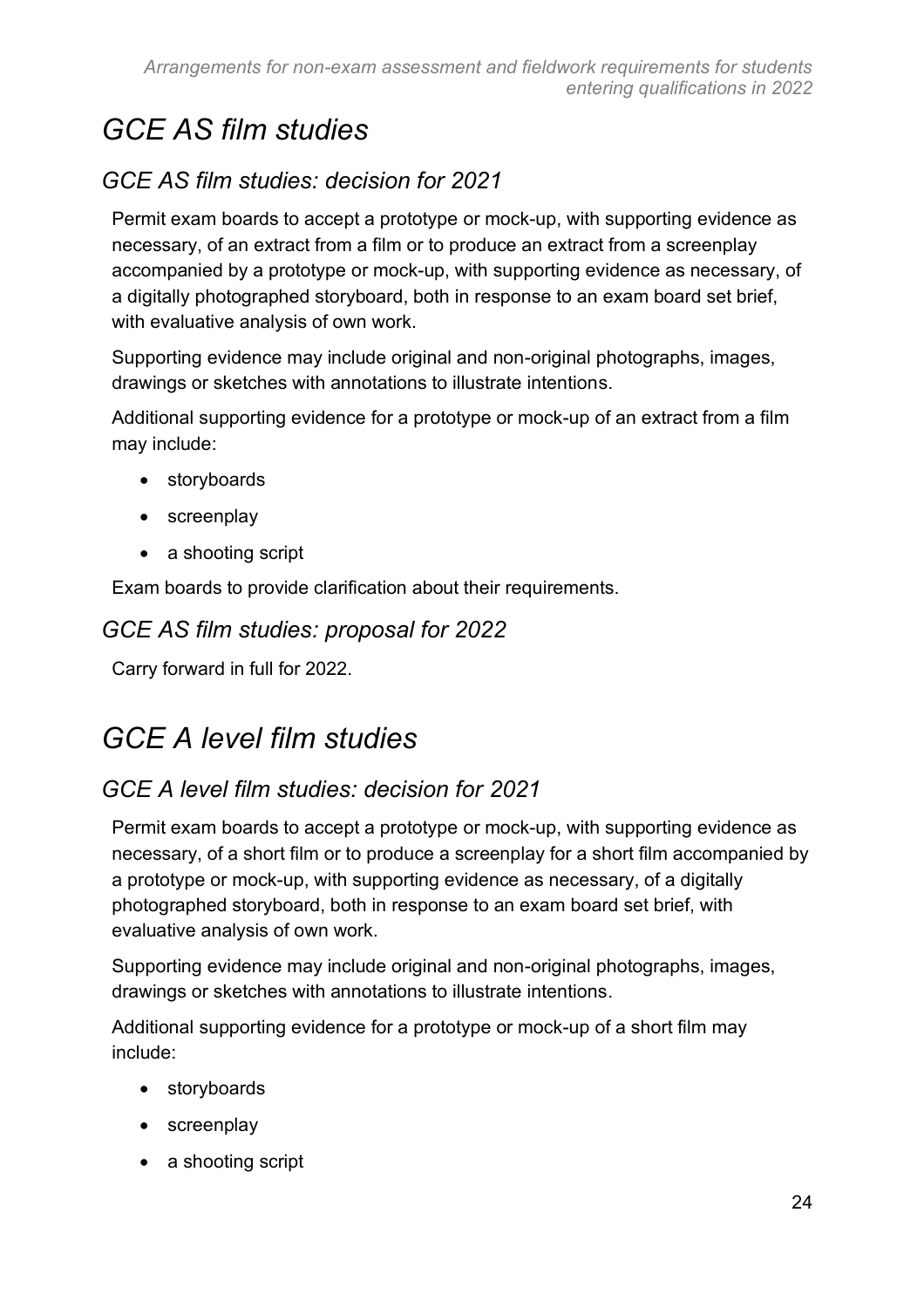# *GCE AS film studies*

## *GCE AS film studies: decision for 2021*

Permit exam boards to accept a prototype or mock-up, with supporting evidence as necessary, of an extract from a film or to produce an extract from a screenplay accompanied by a prototype or mock-up, with supporting evidence as necessary, of a digitally photographed storyboard, both in response to an exam board set brief, with evaluative analysis of own work.

Supporting evidence may include original and non-original photographs, images, drawings or sketches with annotations to illustrate intentions.

Additional supporting evidence for a prototype or mock-up of an extract from a film may include:

- storyboards
- screenplay
- a shooting script

Exam boards to provide clarification about their requirements.

## *GCE AS film studies: proposal for 2022*

Carry forward in full for 2022.

# *GCE A level film studies*

## *GCE A level film studies: decision for 2021*

Permit exam boards to accept a prototype or mock-up, with supporting evidence as necessary, of a short film or to produce a screenplay for a short film accompanied by a prototype or mock-up, with supporting evidence as necessary, of a digitally photographed storyboard, both in response to an exam board set brief, with evaluative analysis of own work.

Supporting evidence may include original and non-original photographs, images, drawings or sketches with annotations to illustrate intentions.

Additional supporting evidence for a prototype or mock-up of a short film may include:

- storyboards
- screenplay
- a shooting script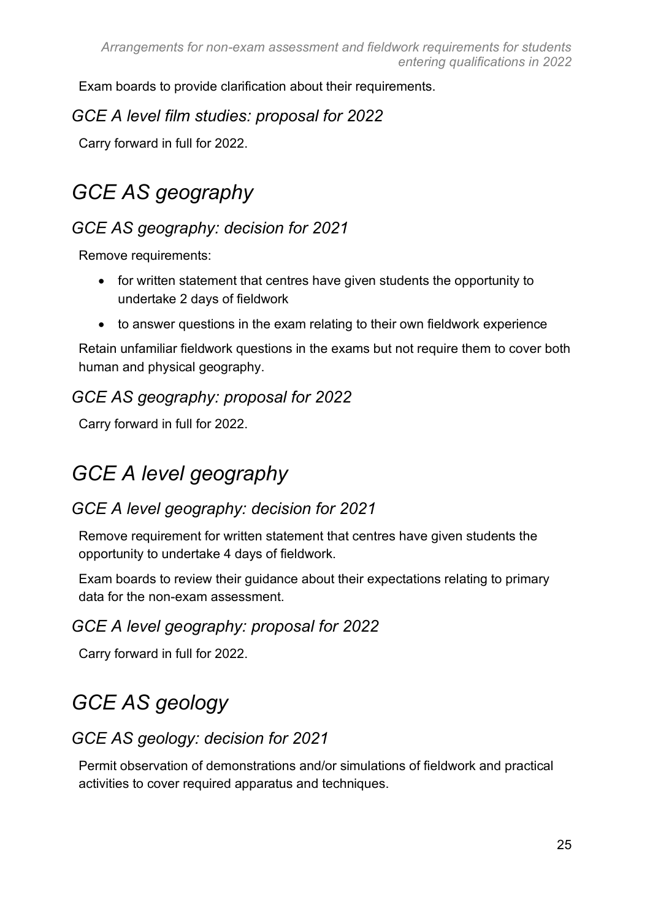Exam boards to provide clarification about their requirements.

### *GCE A level film studies: proposal for 2022*

Carry forward in full for 2022.

## *GCE AS geography*

### *GCE AS geography: decision for 2021*

Remove requirements:

- for written statement that centres have given students the opportunity to undertake 2 days of fieldwork
- to answer questions in the exam relating to their own fieldwork experience

Retain unfamiliar fieldwork questions in the exams but not require them to cover both human and physical geography.

### *GCE AS geography: proposal for 2022*

Carry forward in full for 2022.

## *GCE A level geography*

### *GCE A level geography: decision for 2021*

Remove requirement for written statement that centres have given students the opportunity to undertake 4 days of fieldwork.

Exam boards to review their guidance about their expectations relating to primary data for the non-exam assessment.

### *GCE A level geography: proposal for 2022*

Carry forward in full for 2022.

## *GCE AS geology*

### *GCE AS geology: decision for 2021*

Permit observation of demonstrations and/or simulations of fieldwork and practical activities to cover required apparatus and techniques.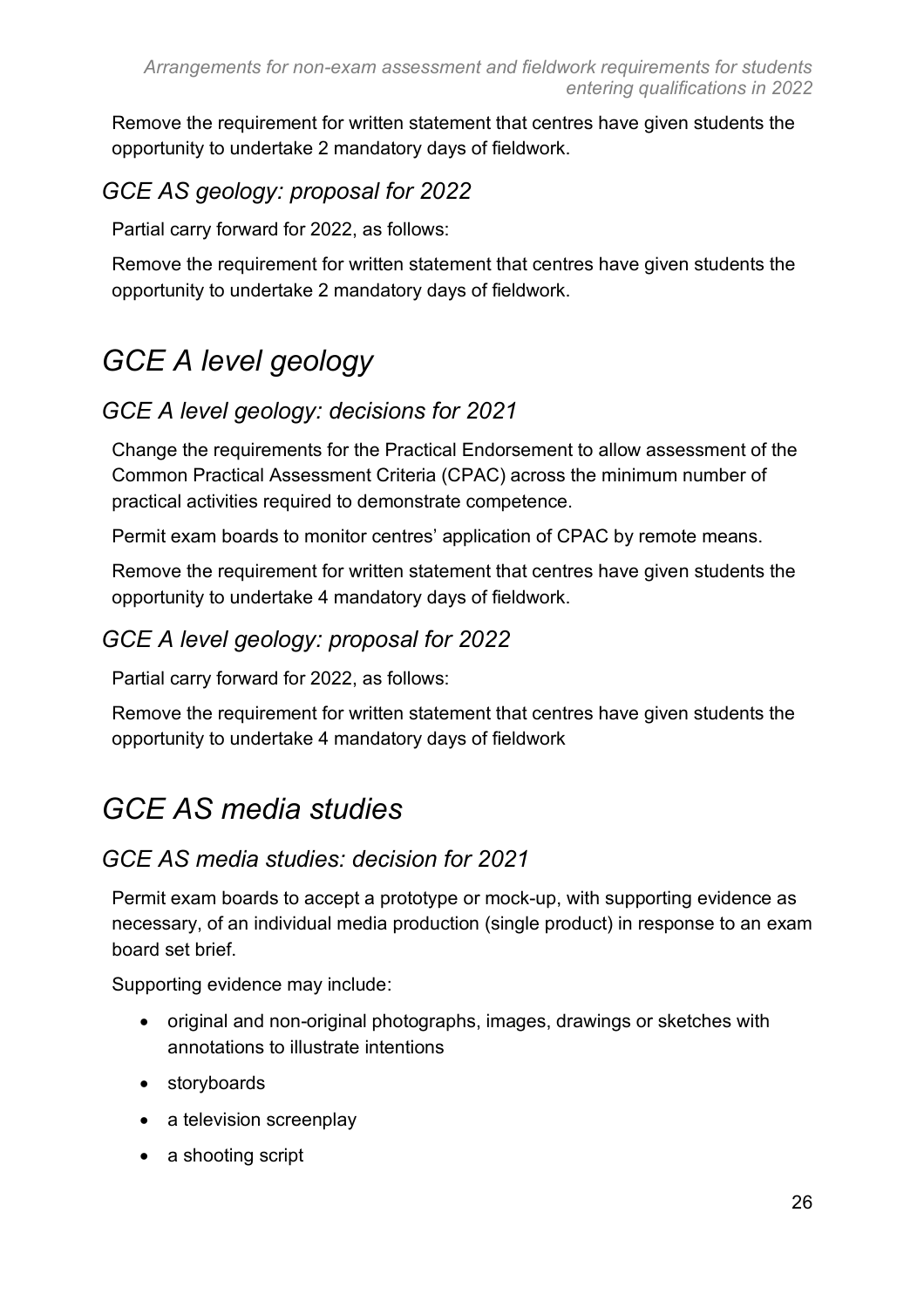Remove the requirement for written statement that centres have given students the opportunity to undertake 2 mandatory days of fieldwork.

### GCE AS geology: proposal for 2022

Partial carry forward for 2022, as follows:

Remove the requirement for written statement that centres have given students the opportunity to undertake 2 mandatory days of fieldwork.

## GCE A level geology

### GCE A level geology: decisions for 2021

Change the requirements for the Practical Endorsement to allow assessment of the Common Practical Assessment Criteria (CPAC) across the minimum number of practical activities required to demonstrate competence.

Permit exam boards to monitor centres' application of CPAC by remote means.

Remove the requirement for written statement that centres have given students the opportunity to undertake 4 mandatory days of fieldwork.

### GCE A level geology: proposal for 2022

Partial carry forward for 2022, as follows:

Remove the requirement for written statement that centres have given students the opportunity to undertake 4 mandatory days of fieldwork

## GCE AS media studies

### GCE AS media studies: decision for 2021

Permit exam boards to accept a prototype or mock-up, with supporting evidence as necessary, of an individual media production (single product) in response to an exam board set brief.

Supporting evidence may include:

- original and non-original photographs, images, drawings or sketches with annotations to illustrate intentions
- storyboards
- a television screenplay
- a shooting script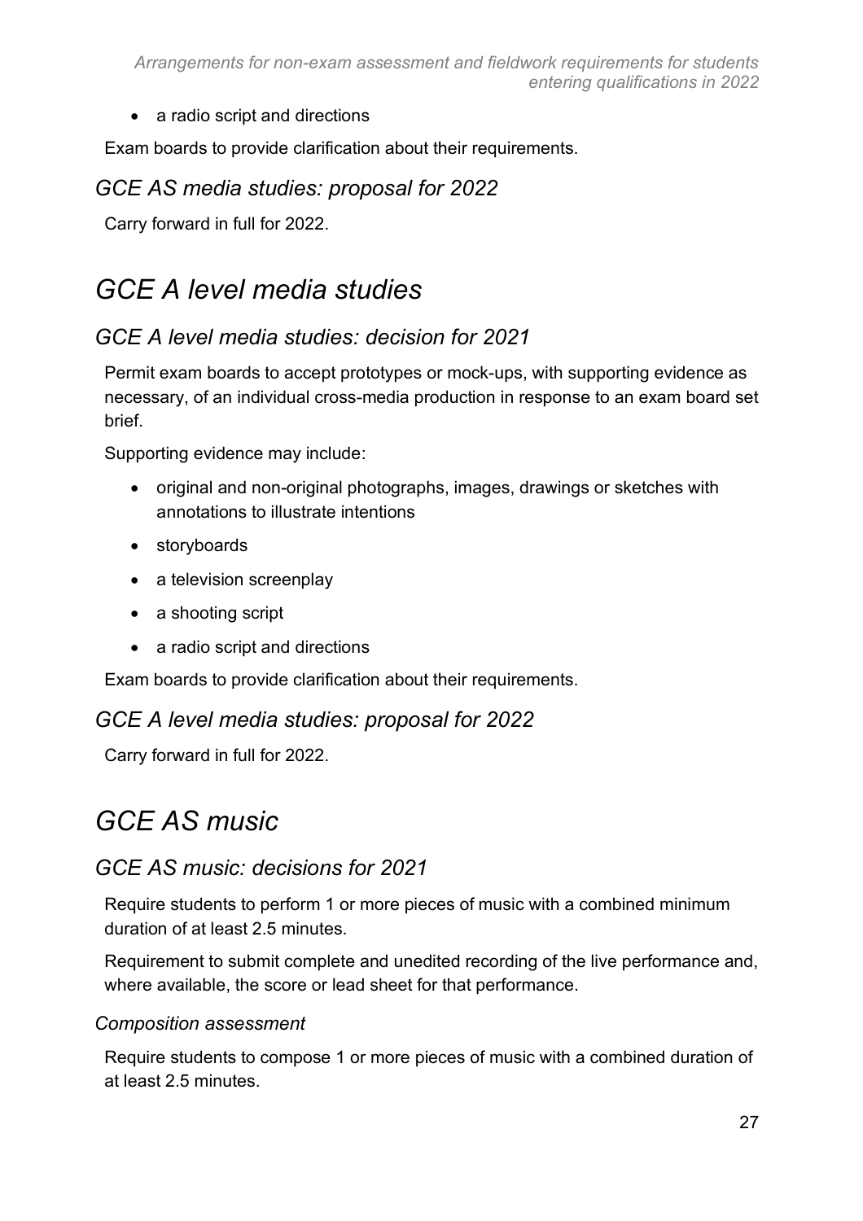- a radio script and directions

Exam boards to provide clarification about their requirements.

### GCE AS media studies: proposal for 2022

Carry forward in full for 2022.

## GCE A level media studies

### GCE A level media studies: decision for 2021

Permit exam boards to accept prototypes or mock-ups, with supporting evidence as necessary, of an individual cross-media production in response to an exam board set brief.

Supporting evidence may include:

- original and non-original photographs, images, drawings or sketches with annotations to illustrate intentions
- storyboards
- a television screenplay
- a shooting script
- a radio script and directions

Exam boards to provide clarification about their requirements.

### GCE A level media studies: proposal for 2022

Carry forward in full for 2022.

## GCE AS music

### GCE AS music: decisions for 2021

Require students to perform 1 or more pieces of music with a combined minimum duration of at least 2.5 minutes.

Requirement to submit complete and unedited recording of the live performance and, where available, the score or lead sheet for that performance.

#### Composition assessment

Require students to compose 1 or more pieces of music with a combined duration of at least 2.5 minutes.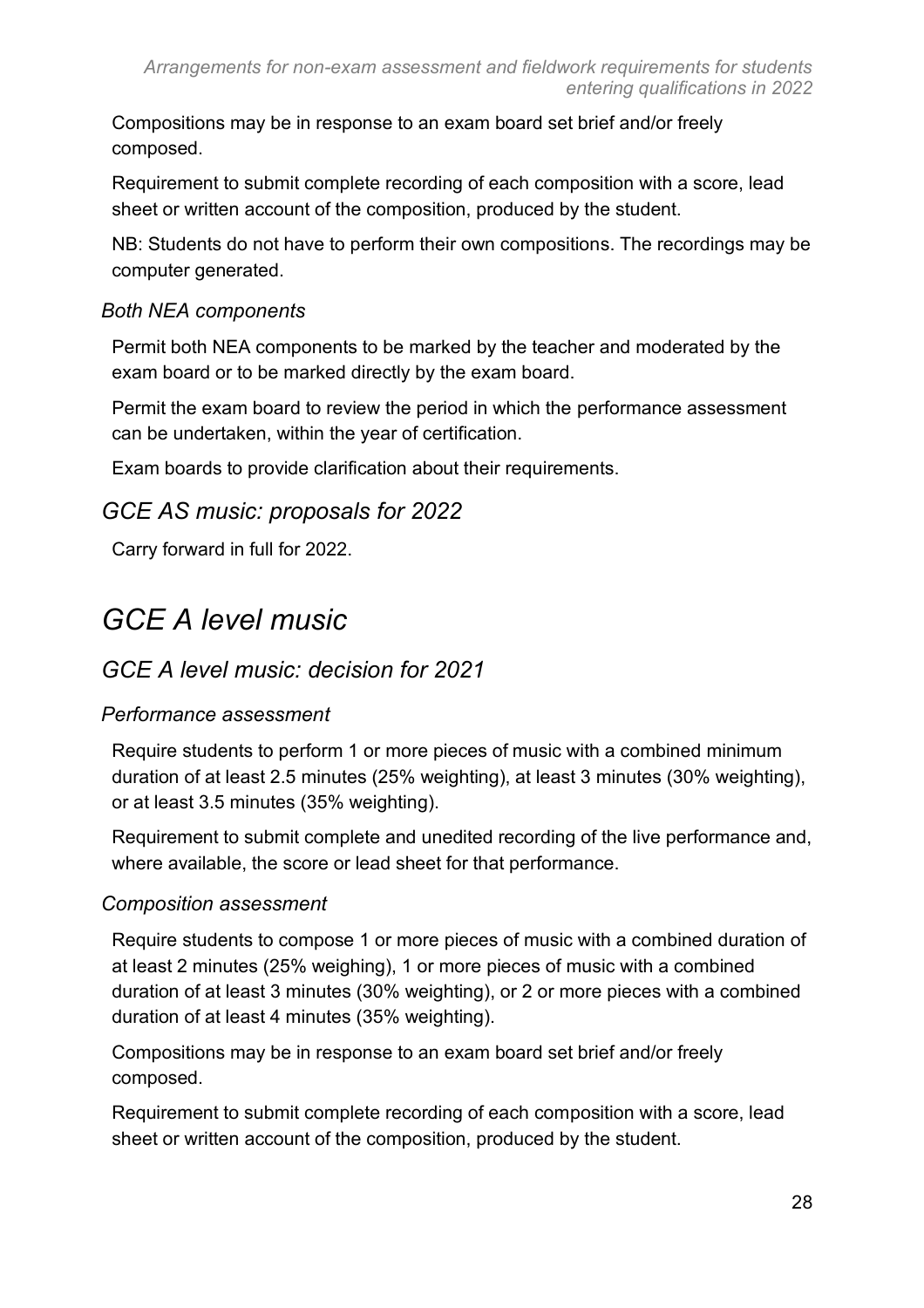Compositions may be in response to an exam board set brief and/or freely composed.

Requirement to submit complete recording of each composition with a score, lead sheet or written account of the composition, produced by the student.

NB: Students do not have to perform their own compositions. The recordings may be computer generated.

#### *Both NEA components*

Permit both NEA components to be marked by the teacher and moderated by the exam board or to be marked directly by the exam board.

Permit the exam board to review the period in which the performance assessment can be undertaken, within the year of certification.

Exam boards to provide clarification about their requirements.

### *GCE AS music: proposals for 2022*

Carry forward in full for 2022.

## *GCE A level music*

### *GCE A level music: decision for 2021*

#### *Performance assessment*

Require students to perform 1 or more pieces of music with a combined minimum duration of at least 2.5 minutes (25% weighting), at least 3 minutes (30% weighting), or at least 3.5 minutes (35% weighting).

Requirement to submit complete and unedited recording of the live performance and, where available, the score or lead sheet for that performance.

#### *Composition assessment*

Require students to compose 1 or more pieces of music with a combined duration of at least 2 minutes (25% weighing), 1 or more pieces of music with a combined duration of at least 3 minutes (30% weighting), or 2 or more pieces with a combined duration of at least 4 minutes (35% weighting).

Compositions may be in response to an exam board set brief and/or freely composed.

Requirement to submit complete recording of each composition with a score, lead sheet or written account of the composition, produced by the student.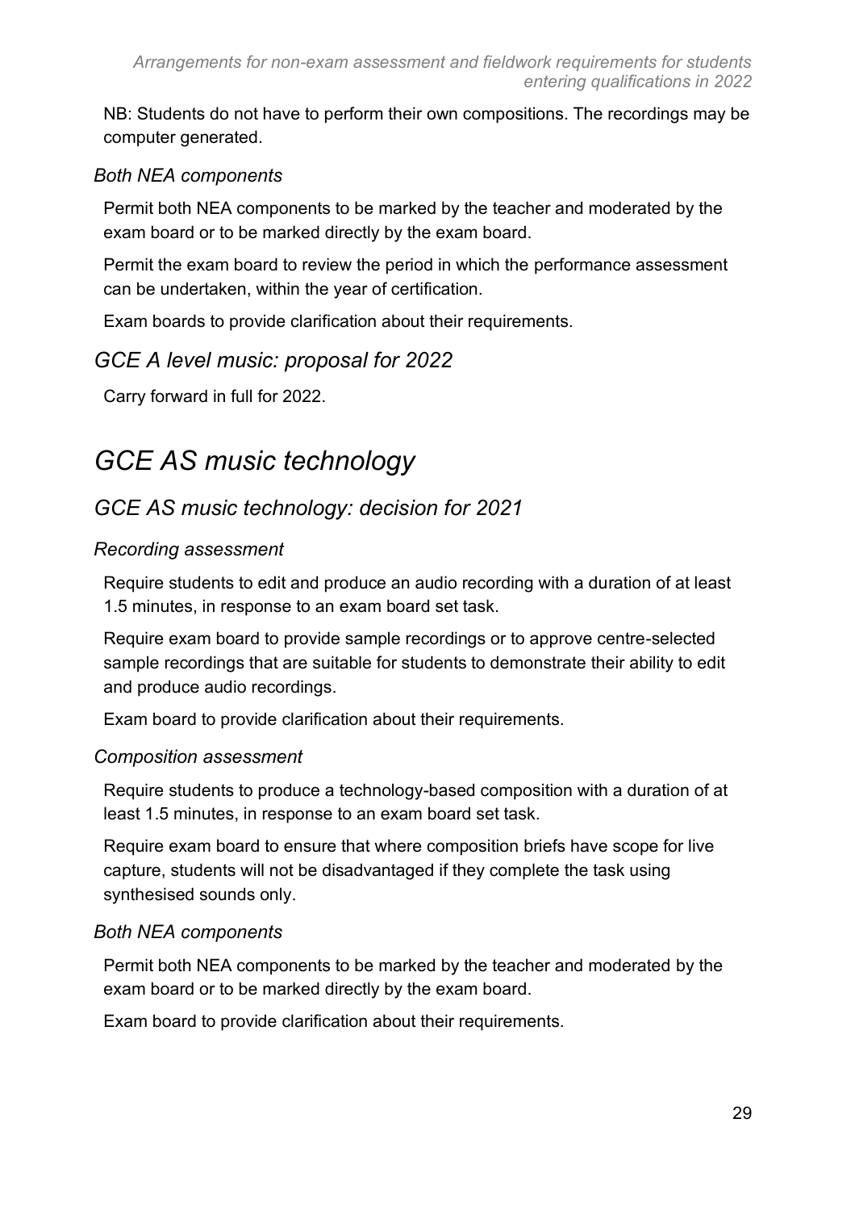NB: Students do not have to perform their own compositions. The recordings may be computer generated.

#### *Both NEA components*

Permit both NEA components to be marked by the teacher and moderated by the exam board or to be marked directly by the exam board.

Permit the exam board to review the period in which the performance assessment can be undertaken, within the year of certification.

Exam boards to provide clarification about their requirements.

### *GCE A level music: proposal for 2022*

Carry forward in full for 2022.

## *GCE AS music technology*

### *GCE AS music technology: decision for 2021*

#### *Recording assessment*

Require students to edit and produce an audio recording with a duration of at least 1.5 minutes, in response to an exam board set task.

Require exam board to provide sample recordings or to approve centre-selected sample recordings that are suitable for students to demonstrate their ability to edit and produce audio recordings.

Exam board to provide clarification about their requirements.

#### *Composition assessment*

Require students to produce a technology-based composition with a duration of at least 1.5 minutes, in response to an exam board set task.

Require exam board to ensure that where composition briefs have scope for live capture, students will not be disadvantaged if they complete the task using synthesised sounds only.

#### *Both NEA components*

Permit both NEA components to be marked by the teacher and moderated by the exam board or to be marked directly by the exam board.

Exam board to provide clarification about their requirements.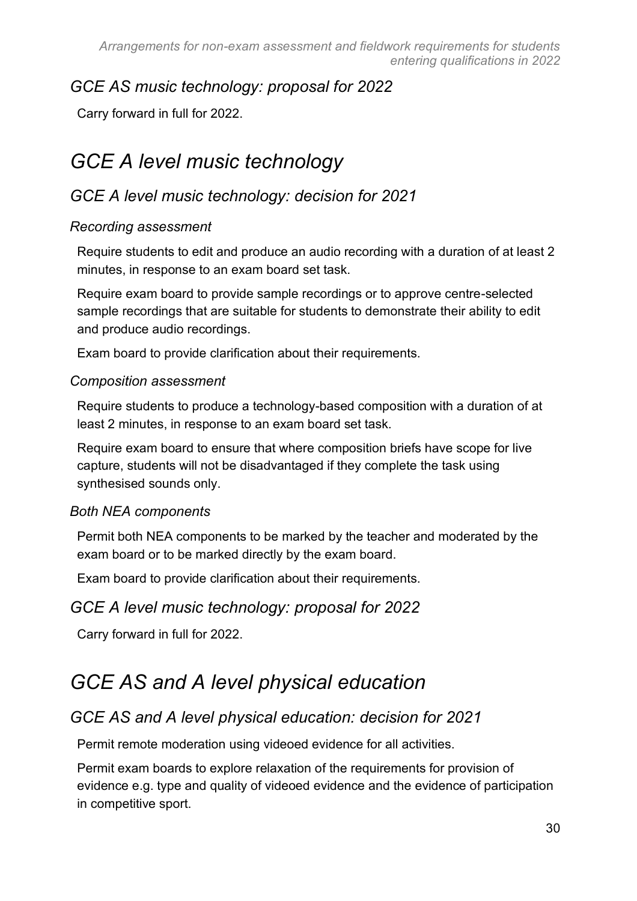### GCE AS music technology: proposal for 2022

Carry forward in full for 2022.

## GCE A level music technology

### GCE A level music technology: decision for 2021

#### Recording assessment

Require students to edit and produce an audio recording with a duration of at least 2 minutes, in response to an exam board set task.

Require exam board to provide sample recordings or to approve centre-selected sample recordings that are suitable for students to demonstrate their ability to edit and produce audio recordings.

Exam board to provide clarification about their requirements.

#### Composition assessment

Require students to produce a technology-based composition with a duration of at least 2 minutes, in response to an exam board set task.

Require exam board to ensure that where composition briefs have scope for live capture, students will not be disadvantaged if they complete the task using synthesised sounds only.

#### Both NEA components

Permit both NEA components to be marked by the teacher and moderated by the exam board or to be marked directly by the exam board.

Exam board to provide clarification about their requirements.

### GCE A level music technology: proposal for 2022

Carry forward in full for 2022.

## GCE AS and A level physical education

### GCE AS and A level physical education: decision for 2021

Permit remote moderation using videoed evidence for all activities.

Permit exam boards to explore relaxation of the requirements for provision of evidence e.g. type and quality of videoed evidence and the evidence of participation in competitive sport.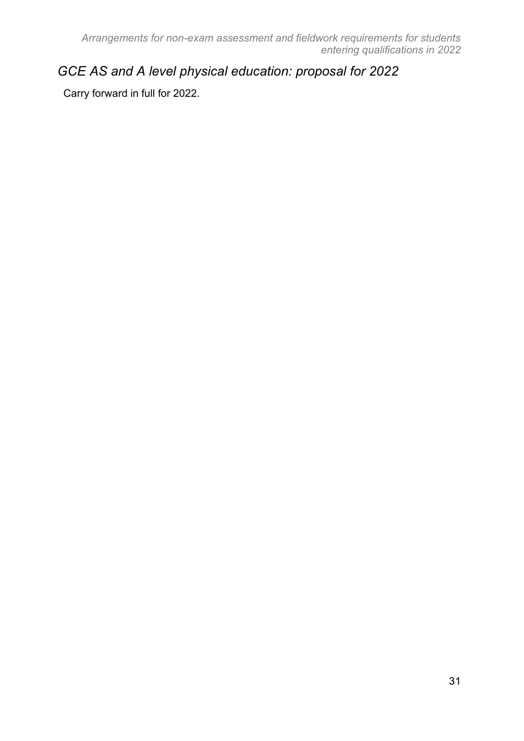## *GCE AS and A level physical education: proposal for 2022*

Carry forward in full for 2022.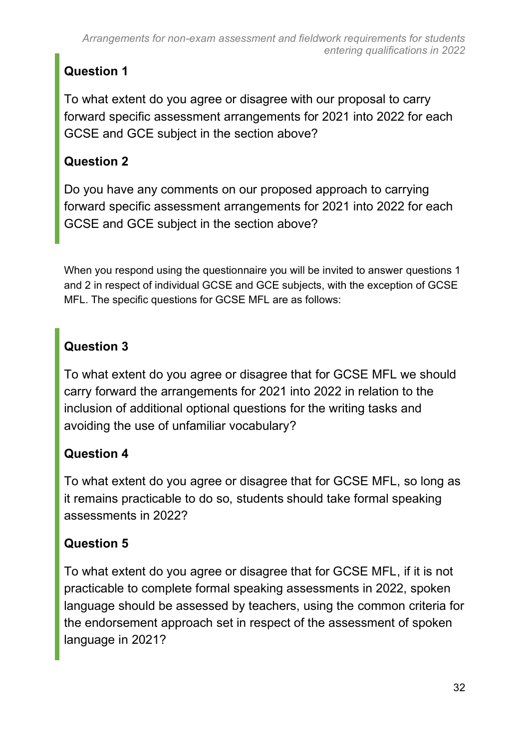### Question 1

To what extent do you agree or disagree with our proposal to carry forward specific assessment arrangements for 2021 into 2022 for each GCSE and GCE subject in the section above?

### Question 2

Do you have any comments on our proposed approach to carrying forward specific assessment arrangements for 2021 into 2022 for each GCSE and GCE subject in the section above?

When you respond using the questionnaire you will be invited to answer questions 1 and 2 in respect of individual GCSE and GCE subjects, with the exception of GCSE MFL. The specific questions for GCSE MFL are as follows:

### Question 3

To what extent do you agree or disagree that for GCSE MFL we should carry forward the arrangements for 2021 into 2022 in relation to the inclusion of additional optional questions for the writing tasks and avoiding the use of unfamiliar vocabulary?

### Question 4

To what extent do you agree or disagree that for GCSE MFL, so long as it remains practicable to do so, students should take formal speaking assessments in 2022?

### Question 5

To what extent do you agree or disagree that for GCSE MFL, if it is not practicable to complete formal speaking assessments in 2022, spoken language should be assessed by teachers, using the common criteria for the endorsement approach set in respect of the assessment of spoken language in 2021?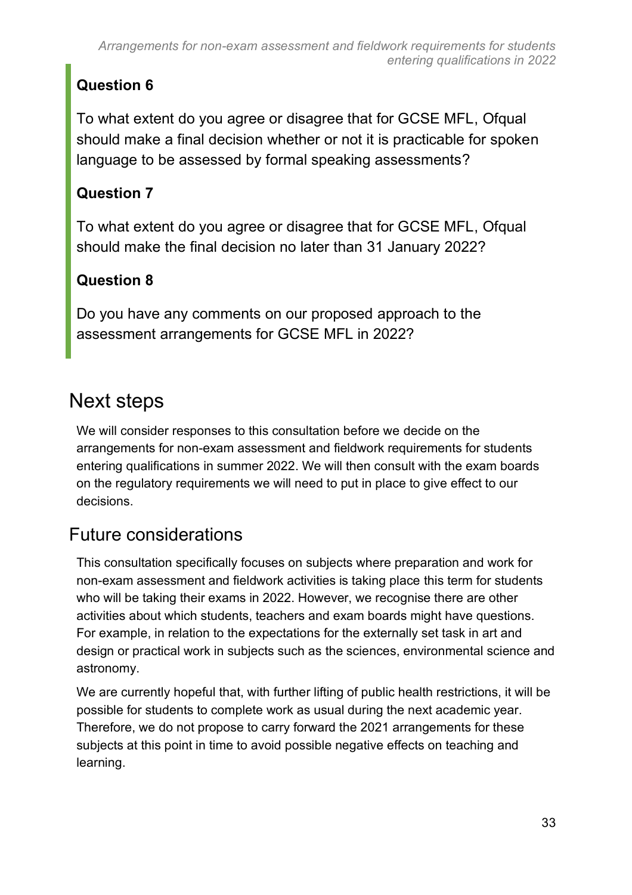### Question 6

To what extent do you agree or disagree that for GCSE MFL, Ofqual should make a final decision whether or not it is practicable for spoken language to be assessed by formal speaking assessments?

### Question 7

To what extent do you agree or disagree that for GCSE MFL, Ofqual should make the final decision no later than 31 January 2022?

### Question 8

Do you have any comments on our proposed approach to the assessment arrangements for GCSE MFL in 2022?

# Next steps

We will consider responses to this consultation before we decide on the arrangements for non-exam assessment and fieldwork requirements for students entering qualifications in summer 2022. We will then consult with the exam boards on the regulatory requirements we will need to put in place to give effect to our decisions.

## Future considerations

This consultation specifically focuses on subjects where preparation and work for non-exam assessment and fieldwork activities is taking place this term for students who will be taking their exams in 2022. However, we recognise there are other activities about which students, teachers and exam boards might have questions. For example, in relation to the expectations for the externally set task in art and design or practical work in subjects such as the sciences, environmental science and astronomy.

We are currently hopeful that, with further lifting of public health restrictions, it will be possible for students to complete work as usual during the next academic year. Therefore, we do not propose to carry forward the 2021 arrangements for these subjects at this point in time to avoid possible negative effects on teaching and learning.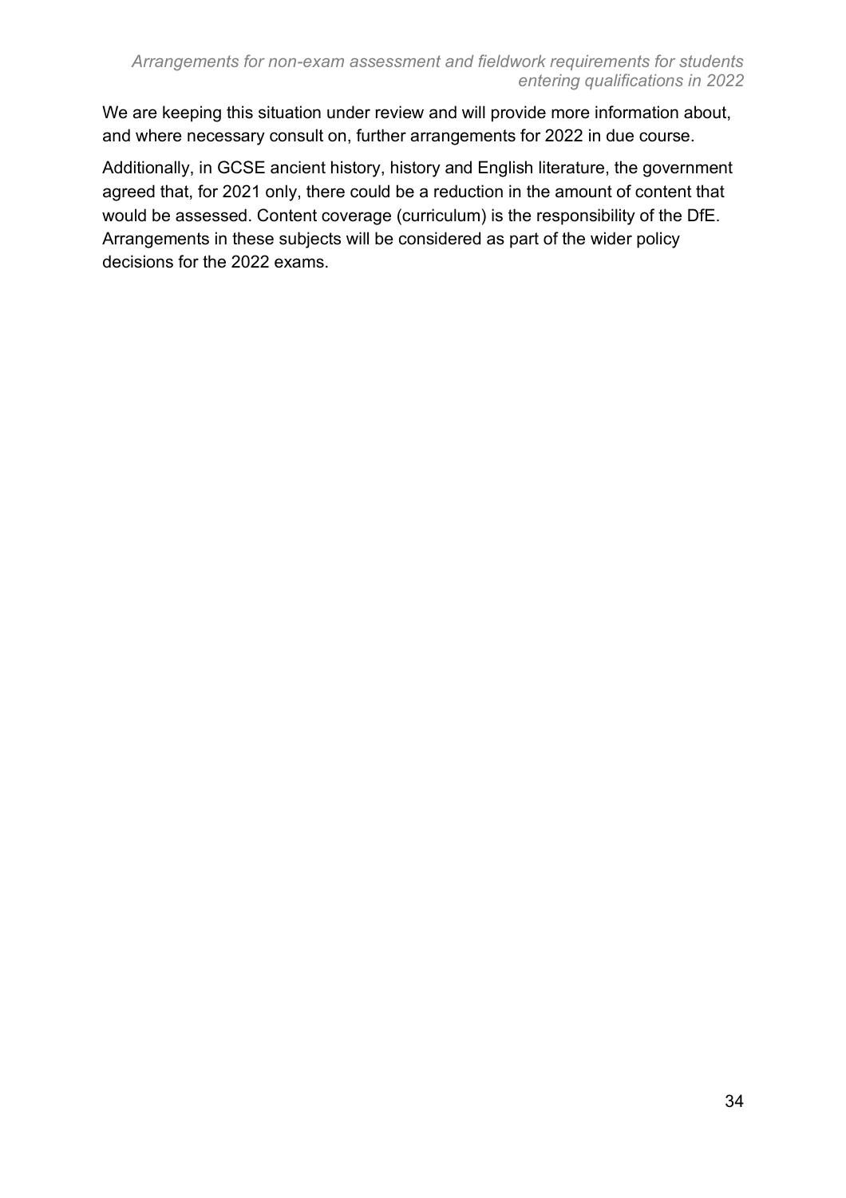We are keeping this situation under review and will provide more information about, and where necessary consult on, further arrangements for 2022 in due course.

Additionally, in GCSE ancient history, history and English literature, the government agreed that, for 2021 only, there could be a reduction in the amount of content that would be assessed. Content coverage (curriculum) is the responsibility of the DfE. Arrangements in these subjects will be considered as part of the wider policy decisions for the 2022 exams.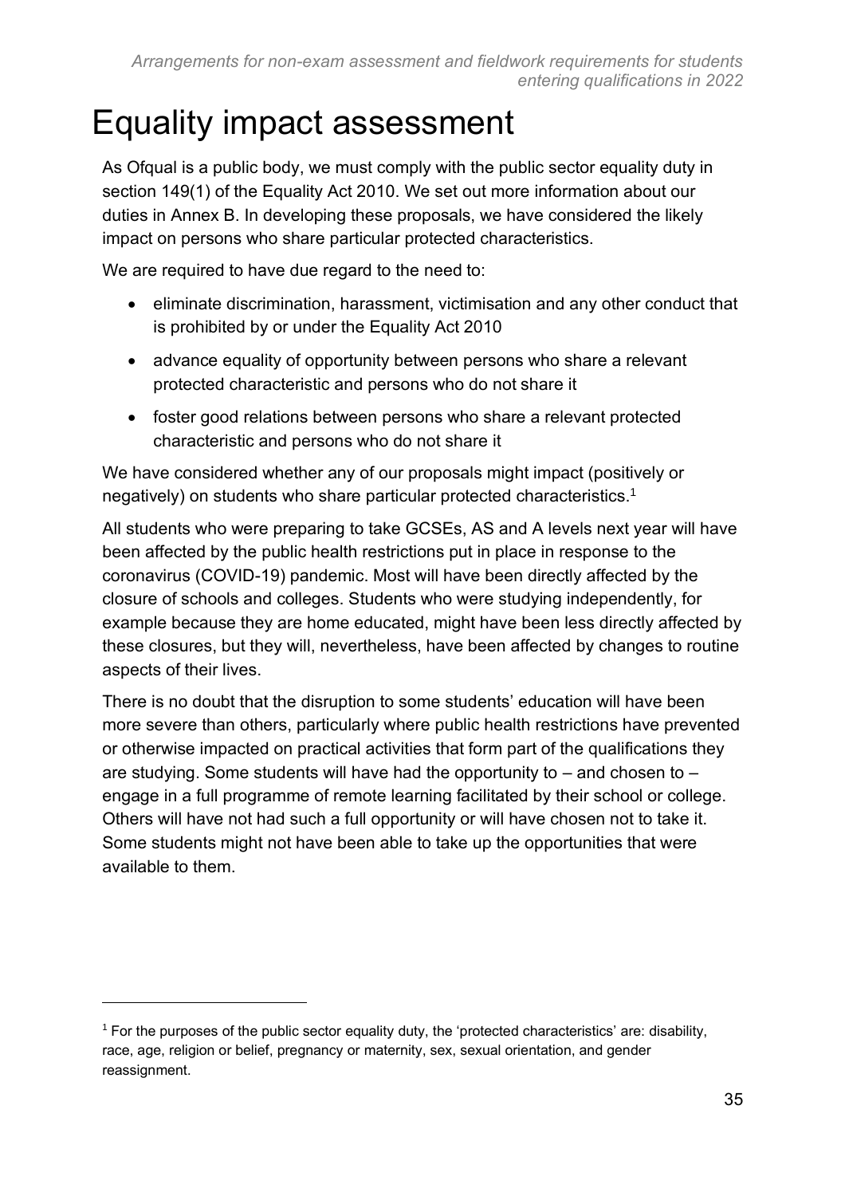# Equality impact assessment

As Ofqual is a public body, we must comply with the public sector equality duty in section 149(1) of the Equality Act 2010. We set out more information about our duties in Annex B. In developing these proposals, we have considered the likely impact on persons who share particular protected characteristics.

We are required to have due regard to the need to:

- eliminate discrimination, harassment, victimisation and any other conduct that is prohibited by or under the Equality Act 2010
- advance equality of opportunity between persons who share a relevant protected characteristic and persons who do not share it
- foster good relations between persons who share a relevant protected characteristic and persons who do not share it

We have considered whether any of our proposals might impact (positively or negatively) on students who share particular protected characteristics.[1]

All students who were preparing to take GCSEs, AS and A levels next year will have been affected by the public health restrictions put in place in response to the coronavirus (COVID-19) pandemic. Most will have been directly affected by the closure of schools and colleges. Students who were studying independently, for example because they are home educated, might have been less directly affected by these closures, but they will, nevertheless, have been affected by changes to routine aspects of their lives.

There is no doubt that the disruption to some students' education will have been more severe than others, particularly where public health restrictions have prevented or otherwise impacted on practical activities that form part of the qualifications they are studying. Some students will have had the opportunity to – and chosen to – engage in a full programme of remote learning facilitated by their school or college. Others will have not had such a full opportunity or will have chosen not to take it. Some students might not have been able to take up the opportunities that were available to them.

---

[1] For the purposes of the public sector equality duty, the 'protected characteristics' are: disability, race, age, religion or belief, pregnancy or maternity, sex, sexual orientation, and gender reassignment.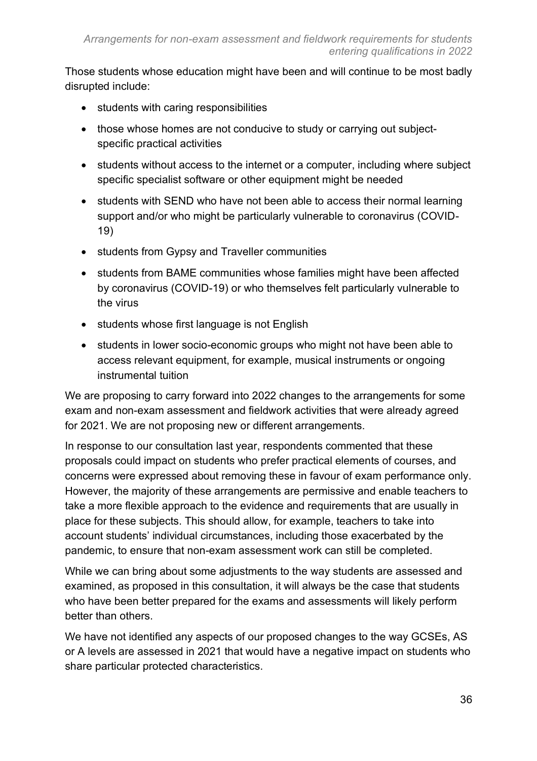Those students whose education might have been and will continue to be most badly disrupted include:

- students with caring responsibilities
- those whose homes are not conducive to study or carrying out subject-specific practical activities
- students without access to the internet or a computer, including where subject specific specialist software or other equipment might be needed
- students with SEND who have not been able to access their normal learning support and/or who might be particularly vulnerable to coronavirus (COVID-19)
- students from Gypsy and Traveller communities
- students from BAME communities whose families might have been affected by coronavirus (COVID-19) or who themselves felt particularly vulnerable to the virus
- students whose first language is not English
- students in lower socio-economic groups who might not have been able to access relevant equipment, for example, musical instruments or ongoing instrumental tuition

We are proposing to carry forward into 2022 changes to the arrangements for some exam and non-exam assessment and fieldwork activities that were already agreed for 2021. We are not proposing new or different arrangements.

In response to our consultation last year, respondents commented that these proposals could impact on students who prefer practical elements of courses, and concerns were expressed about removing these in favour of exam performance only. However, the majority of these arrangements are permissive and enable teachers to take a more flexible approach to the evidence and requirements that are usually in place for these subjects. This should allow, for example, teachers to take into account students' individual circumstances, including those exacerbated by the pandemic, to ensure that non-exam assessment work can still be completed.

While we can bring about some adjustments to the way students are assessed and examined, as proposed in this consultation, it will always be the case that students who have been better prepared for the exams and assessments will likely perform better than others.

We have not identified any aspects of our proposed changes to the way GCSEs, AS or A levels are assessed in 2021 that would have a negative impact on students who share particular protected characteristics.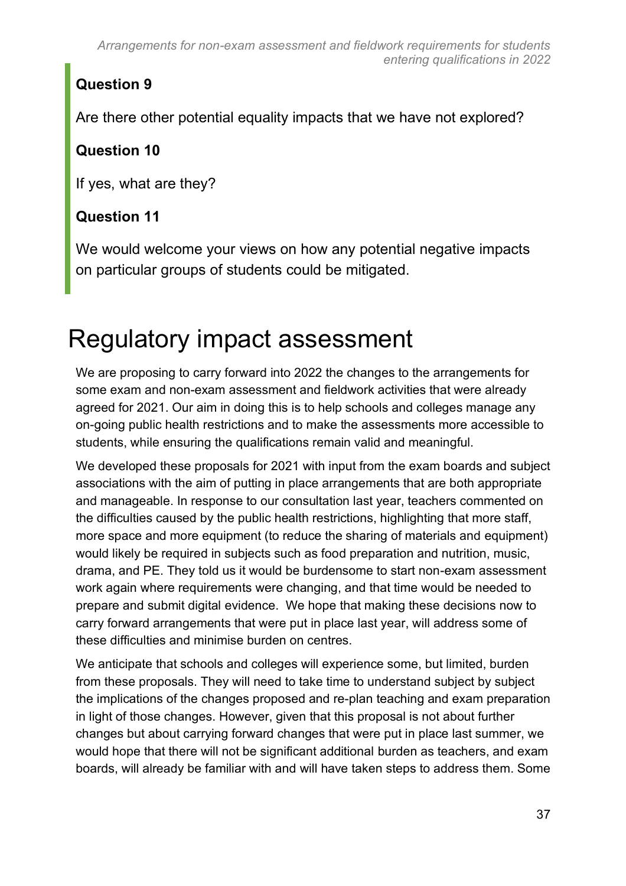**Question 9**

Are there other potential equality impacts that we have not explored?

**Question 10**

If yes, what are they?

**Question 11**

We would welcome your views on how any potential negative impacts on particular groups of students could be mitigated.

# Regulatory impact assessment

We are proposing to carry forward into 2022 the changes to the arrangements for some exam and non-exam assessment and fieldwork activities that were already agreed for 2021. Our aim in doing this is to help schools and colleges manage any on-going public health restrictions and to make the assessments more accessible to students, while ensuring the qualifications remain valid and meaningful.

We developed these proposals for 2021 with input from the exam boards and subject associations with the aim of putting in place arrangements that are both appropriate and manageable. In response to our consultation last year, teachers commented on the difficulties caused by the public health restrictions, highlighting that more staff, more space and more equipment (to reduce the sharing of materials and equipment) would likely be required in subjects such as food preparation and nutrition, music, drama, and PE. They told us it would be burdensome to start non-exam assessment work again where requirements were changing, and that time would be needed to prepare and submit digital evidence. We hope that making these decisions now to carry forward arrangements that were put in place last year, will address some of these difficulties and minimise burden on centres.

We anticipate that schools and colleges will experience some, but limited, burden from these proposals. They will need to take time to understand subject by subject the implications of the changes proposed and re-plan teaching and exam preparation in light of those changes. However, given that this proposal is not about further changes but about carrying forward changes that were put in place last summer, we would hope that there will not be significant additional burden as teachers, and exam boards, will already be familiar with and will have taken steps to address them. Some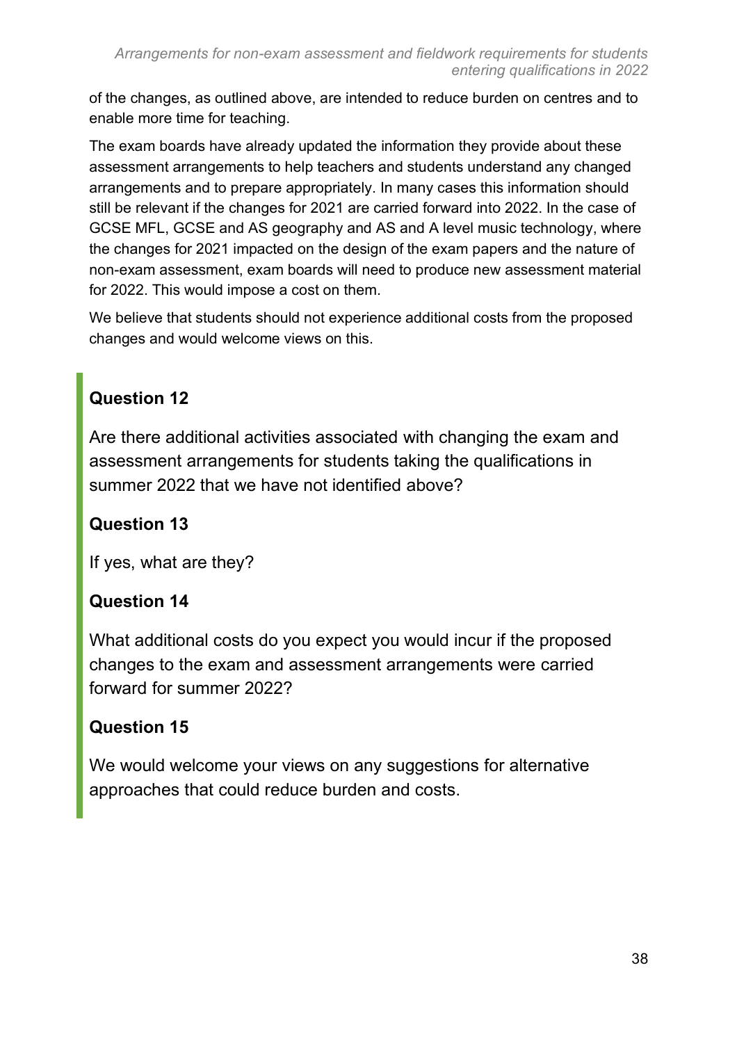of the changes, as outlined above, are intended to reduce burden on centres and to enable more time for teaching.

The exam boards have already updated the information they provide about these assessment arrangements to help teachers and students understand any changed arrangements and to prepare appropriately. In many cases this information should still be relevant if the changes for 2021 are carried forward into 2022. In the case of GCSE MFL, GCSE and AS geography and AS and A level music technology, where the changes for 2021 impacted on the design of the exam papers and the nature of non-exam assessment, exam boards will need to produce new assessment material for 2022. This would impose a cost on them.

We believe that students should not experience additional costs from the proposed changes and would welcome views on this.

### Question 12

Are there additional activities associated with changing the exam and assessment arrangements for students taking the qualifications in summer 2022 that we have not identified above?

### Question 13

If yes, what are they?

### Question 14

What additional costs do you expect you would incur if the proposed changes to the exam and assessment arrangements were carried forward for summer 2022?

### Question 15

We would welcome your views on any suggestions for alternative approaches that could reduce burden and costs.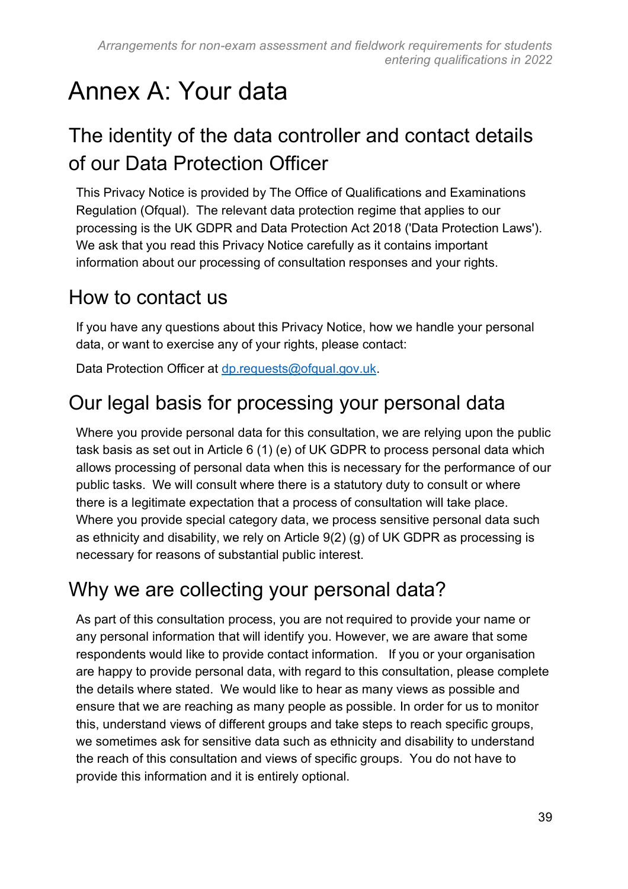# Annex A: Your data

## The identity of the data controller and contact details of our Data Protection Officer

This Privacy Notice is provided by The Office of Qualifications and Examinations Regulation (Ofqual). The relevant data protection regime that applies to our processing is the UK GDPR and Data Protection Act 2018 ('Data Protection Laws'). We ask that you read this Privacy Notice carefully as it contains important information about our processing of consultation responses and your rights.

## How to contact us

If you have any questions about this Privacy Notice, how we handle your personal data, or want to exercise any of your rights, please contact:

Data Protection Officer at [dp.requests@ofqual.gov.uk](mailto:dp.requests@ofqual.gov.uk).

## Our legal basis for processing your personal data

Where you provide personal data for this consultation, we are relying upon the public task basis as set out in Article 6 (1) (e) of UK GDPR to process personal data which allows processing of personal data when this is necessary for the performance of our public tasks. We will consult where there is a statutory duty to consult or where there is a legitimate expectation that a process of consultation will take place. Where you provide special category data, we process sensitive personal data such as ethnicity and disability, we rely on Article 9(2) (g) of UK GDPR as processing is necessary for reasons of substantial public interest.

## Why we are collecting your personal data?

As part of this consultation process, you are not required to provide your name or any personal information that will identify you. However, we are aware that some respondents would like to provide contact information. If you or your organisation are happy to provide personal data, with regard to this consultation, please complete the details where stated. We would like to hear as many views as possible and ensure that we are reaching as many people as possible. In order for us to monitor this, understand views of different groups and take steps to reach specific groups, we sometimes ask for sensitive data such as ethnicity and disability to understand the reach of this consultation and views of specific groups. You do not have to provide this information and it is entirely optional.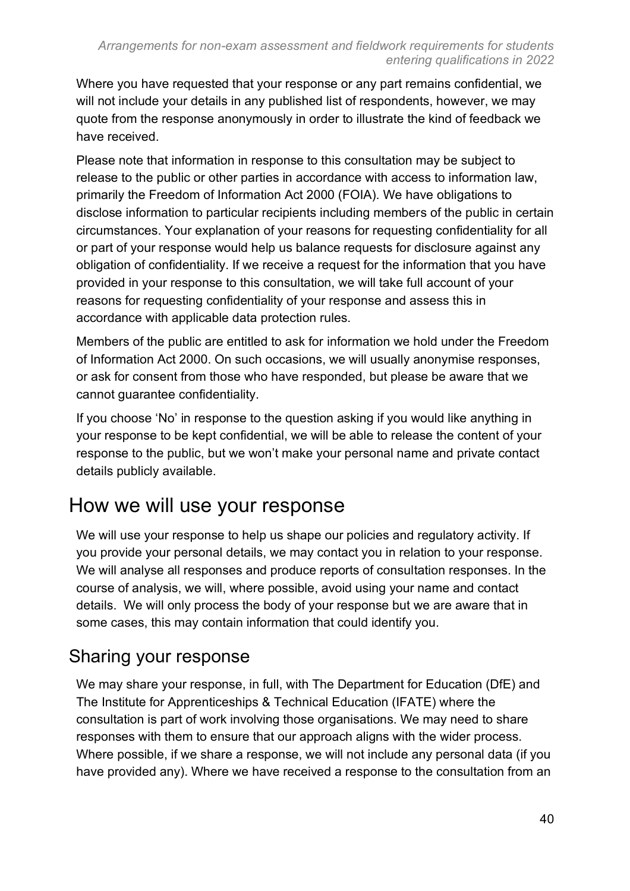Where you have requested that your response or any part remains confidential, we will not include your details in any published list of respondents, however, we may quote from the response anonymously in order to illustrate the kind of feedback we have received.

Please note that information in response to this consultation may be subject to release to the public or other parties in accordance with access to information law, primarily the Freedom of Information Act 2000 (FOIA). We have obligations to disclose information to particular recipients including members of the public in certain circumstances. Your explanation of your reasons for requesting confidentiality for all or part of your response would help us balance requests for disclosure against any obligation of confidentiality. If we receive a request for the information that you have provided in your response to this consultation, we will take full account of your reasons for requesting confidentiality of your response and assess this in accordance with applicable data protection rules.

Members of the public are entitled to ask for information we hold under the Freedom of Information Act 2000. On such occasions, we will usually anonymise responses, or ask for consent from those who have responded, but please be aware that we cannot guarantee confidentiality.

If you choose 'No' in response to the question asking if you would like anything in your response to be kept confidential, we will be able to release the content of your response to the public, but we won't make your personal name and private contact details publicly available.

# How we will use your response

We will use your response to help us shape our policies and regulatory activity. If you provide your personal details, we may contact you in relation to your response. We will analyse all responses and produce reports of consultation responses. In the course of analysis, we will, where possible, avoid using your name and contact details. We will only process the body of your response but we are aware that in some cases, this may contain information that could identify you.

## Sharing your response

We may share your response, in full, with The Department for Education (DfE) and The Institute for Apprenticeships & Technical Education (IFATE) where the consultation is part of work involving those organisations. We may need to share responses with them to ensure that our approach aligns with the wider process. Where possible, if we share a response, we will not include any personal data (if you have provided any). Where we have received a response to the consultation from an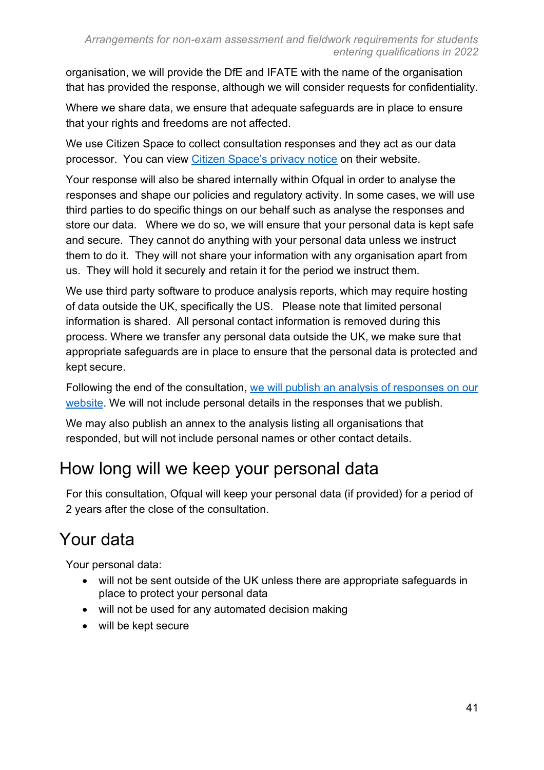organisation, we will provide the DfE and IFATE with the name of the organisation that has provided the response, although we will consider requests for confidentiality.

Where we share data, we ensure that adequate safeguards are in place to ensure that your rights and freedoms are not affected.

We use Citizen Space to collect consultation responses and they act as our data processor. You can view [Citizen Space's privacy notice](#) on their website.

Your response will also be shared internally within Ofqual in order to analyse the responses and shape our policies and regulatory activity. In some cases, we will use third parties to do specific things on our behalf such as analyse the responses and store our data. Where we do so, we will ensure that your personal data is kept safe and secure. They cannot do anything with your personal data unless we instruct them to do it. They will not share your information with any organisation apart from us. They will hold it securely and retain it for the period we instruct them.

We use third party software to produce analysis reports, which may require hosting of data outside the UK, specifically the US. Please note that limited personal information is shared. All personal contact information is removed during this process. Where we transfer any personal data outside the UK, we make sure that appropriate safeguards are in place to ensure that the personal data is protected and kept secure.

Following the end of the consultation, [we will publish an analysis of responses on our website](#). We will not include personal details in the responses that we publish.

We may also publish an annex to the analysis listing all organisations that responded, but will not include personal names or other contact details.

## How long will we keep your personal data

For this consultation, Ofqual will keep your personal data (if provided) for a period of 2 years after the close of the consultation.

## Your data

Your personal data:

- will not be sent outside of the UK unless there are appropriate safeguards in place to protect your personal data
- will not be used for any automated decision making
- will be kept secure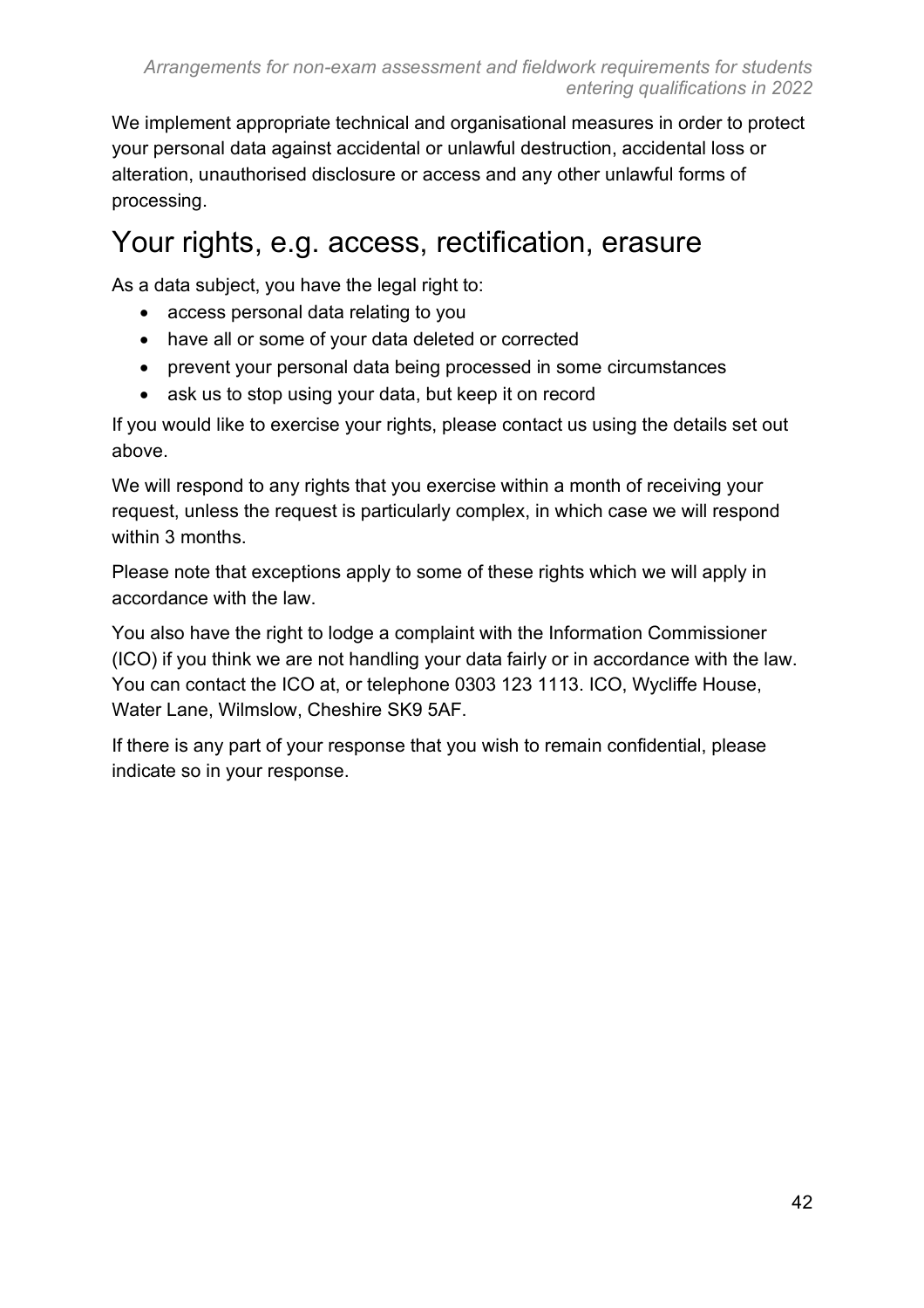We implement appropriate technical and organisational measures in order to protect your personal data against accidental or unlawful destruction, accidental loss or alteration, unauthorised disclosure or access and any other unlawful forms of processing.

## Your rights, e.g. access, rectification, erasure

As a data subject, you have the legal right to:

- access personal data relating to you
- have all or some of your data deleted or corrected
- prevent your personal data being processed in some circumstances
- ask us to stop using your data, but keep it on record

If you would like to exercise your rights, please contact us using the details set out above.

We will respond to any rights that you exercise within a month of receiving your request, unless the request is particularly complex, in which case we will respond within 3 months.

Please note that exceptions apply to some of these rights which we will apply in accordance with the law.

You also have the right to lodge a complaint with the Information Commissioner (ICO) if you think we are not handling your data fairly or in accordance with the law. You can contact the ICO at, or telephone 0303 123 1113. ICO, Wycliffe House, Water Lane, Wilmslow, Cheshire SK9 5AF.

If there is any part of your response that you wish to remain confidential, please indicate so in your response.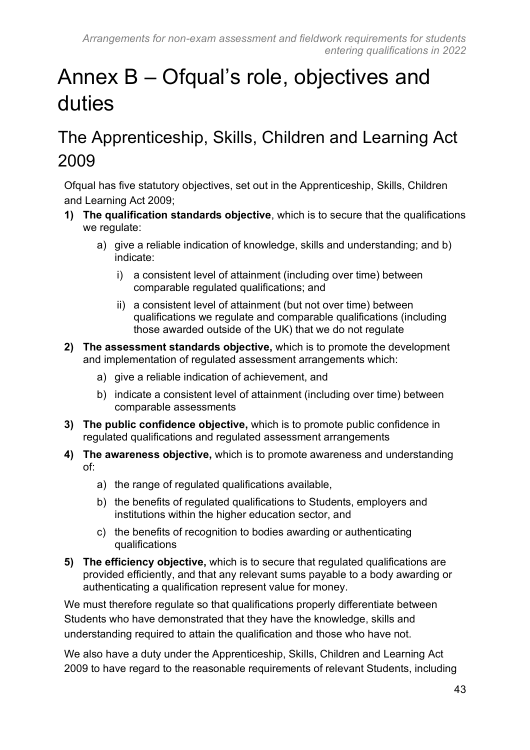# Annex B – Ofqual's role, objectives and duties

## The Apprenticeship, Skills, Children and Learning Act 2009

Ofqual has five statutory objectives, set out in the Apprenticeship, Skills, Children and Learning Act 2009;

1) **The qualification standards objective**, which is to secure that the qualifications we regulate:
    a) give a reliable indication of knowledge, skills and understanding; and b) indicate:
        i) a consistent level of attainment (including over time) between comparable regulated qualifications; and
        ii) a consistent level of attainment (but not over time) between qualifications we regulate and comparable qualifications (including those awarded outside of the UK) that we do not regulate
2) **The assessment standards objective,** which is to promote the development and implementation of regulated assessment arrangements which:
    a) give a reliable indication of achievement, and
    b) indicate a consistent level of attainment (including over time) between comparable assessments
3) **The public confidence objective,** which is to promote public confidence in regulated qualifications and regulated assessment arrangements
4) **The awareness objective,** which is to promote awareness and understanding of:
    a) the range of regulated qualifications available,
    b) the benefits of regulated qualifications to Students, employers and institutions within the higher education sector, and
    c) the benefits of recognition to bodies awarding or authenticating qualifications
5) **The efficiency objective,** which is to secure that regulated qualifications are provided efficiently, and that any relevant sums payable to a body awarding or authenticating a qualification represent value for money.

We must therefore regulate so that qualifications properly differentiate between Students who have demonstrated that they have the knowledge, skills and understanding required to attain the qualification and those who have not.

We also have a duty under the Apprenticeship, Skills, Children and Learning Act 2009 to have regard to the reasonable requirements of relevant Students, including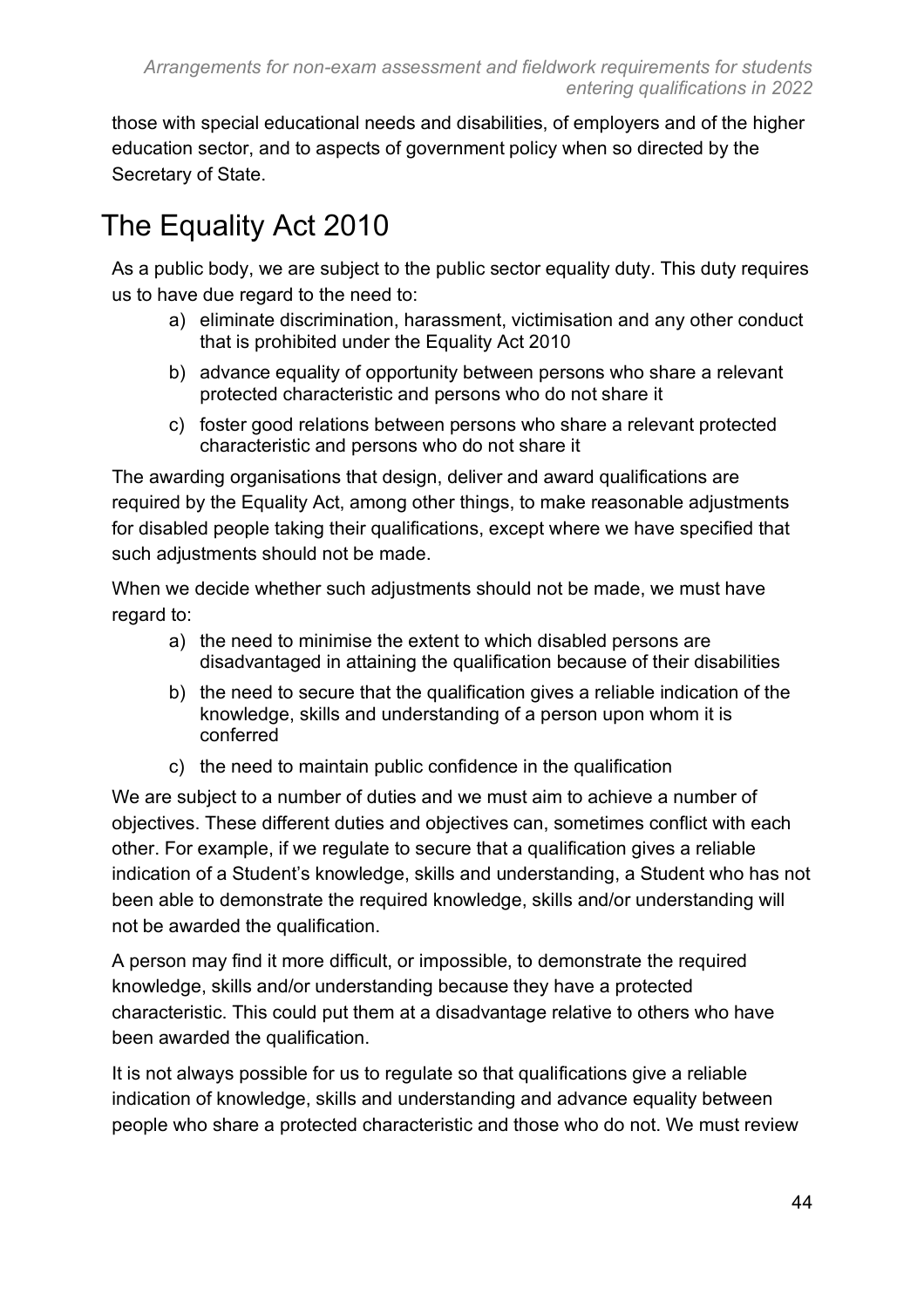those with special educational needs and disabilities, of employers and of the higher education sector, and to aspects of government policy when so directed by the Secretary of State.

# The Equality Act 2010

As a public body, we are subject to the public sector equality duty. This duty requires us to have due regard to the need to:

a) eliminate discrimination, harassment, victimisation and any other conduct that is prohibited under the Equality Act 2010

b) advance equality of opportunity between persons who share a relevant protected characteristic and persons who do not share it

c) foster good relations between persons who share a relevant protected characteristic and persons who do not share it

The awarding organisations that design, deliver and award qualifications are required by the Equality Act, among other things, to make reasonable adjustments for disabled people taking their qualifications, except where we have specified that such adjustments should not be made.

When we decide whether such adjustments should not be made, we must have regard to:

a) the need to minimise the extent to which disabled persons are disadvantaged in attaining the qualification because of their disabilities

b) the need to secure that the qualification gives a reliable indication of the knowledge, skills and understanding of a person upon whom it is conferred

c) the need to maintain public confidence in the qualification

We are subject to a number of duties and we must aim to achieve a number of objectives. These different duties and objectives can, sometimes conflict with each other. For example, if we regulate to secure that a qualification gives a reliable indication of a Student's knowledge, skills and understanding, a Student who has not been able to demonstrate the required knowledge, skills and/or understanding will not be awarded the qualification.

A person may find it more difficult, or impossible, to demonstrate the required knowledge, skills and/or understanding because they have a protected characteristic. This could put them at a disadvantage relative to others who have been awarded the qualification.

It is not always possible for us to regulate so that qualifications give a reliable indication of knowledge, skills and understanding and advance equality between people who share a protected characteristic and those who do not. We must review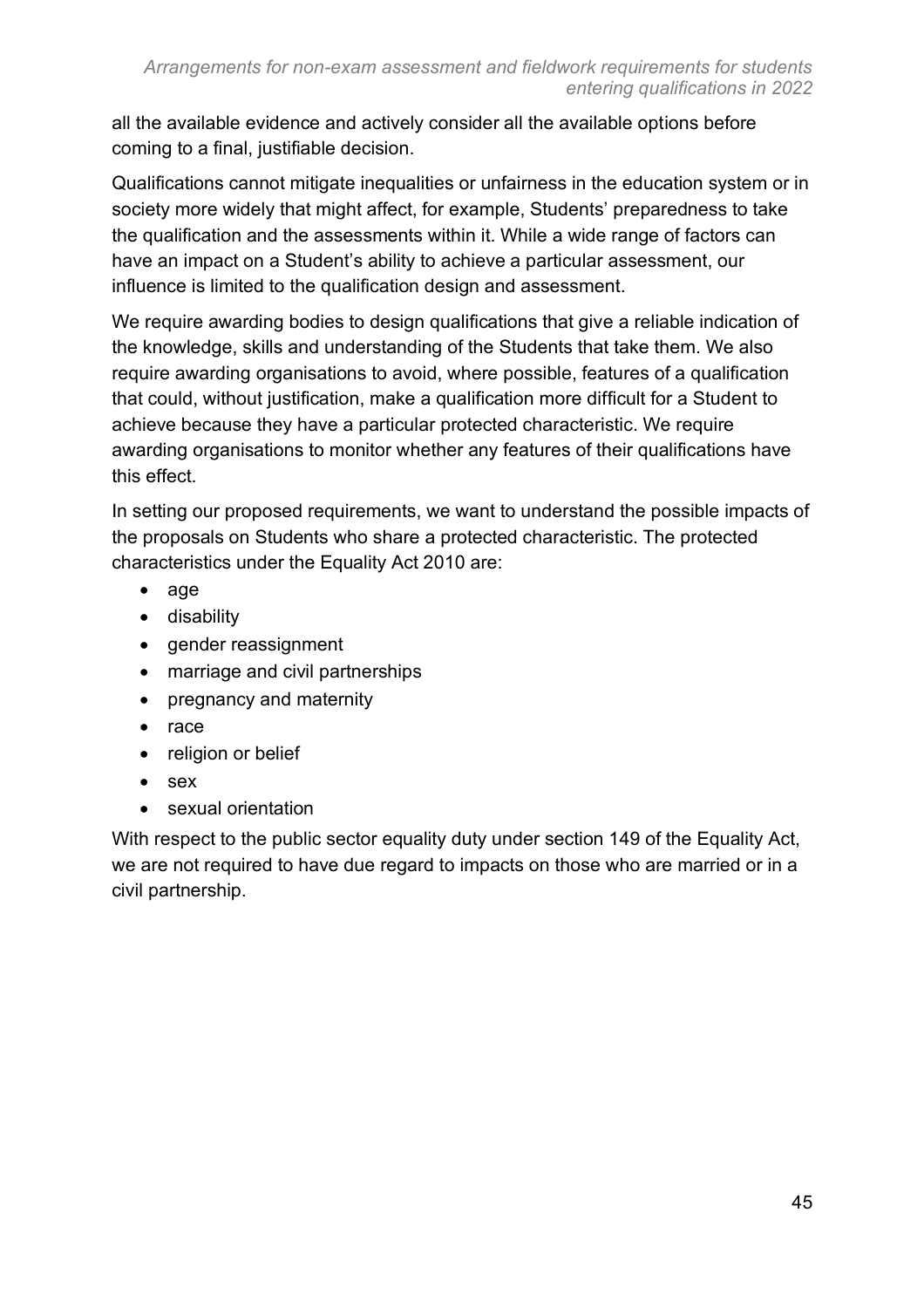all the available evidence and actively consider all the available options before coming to a final, justifiable decision.

Qualifications cannot mitigate inequalities or unfairness in the education system or in society more widely that might affect, for example, Students' preparedness to take the qualification and the assessments within it. While a wide range of factors can have an impact on a Student's ability to achieve a particular assessment, our influence is limited to the qualification design and assessment.

We require awarding bodies to design qualifications that give a reliable indication of the knowledge, skills and understanding of the Students that take them. We also require awarding organisations to avoid, where possible, features of a qualification that could, without justification, make a qualification more difficult for a Student to achieve because they have a particular protected characteristic. We require awarding organisations to monitor whether any features of their qualifications have this effect.

In setting our proposed requirements, we want to understand the possible impacts of the proposals on Students who share a protected characteristic. The protected characteristics under the Equality Act 2010 are:

- age
- disability
- gender reassignment
- marriage and civil partnerships
- pregnancy and maternity
- race
- religion or belief
- sex
- sexual orientation

With respect to the public sector equality duty under section 149 of the Equality Act, we are not required to have due regard to impacts on those who are married or in a civil partnership.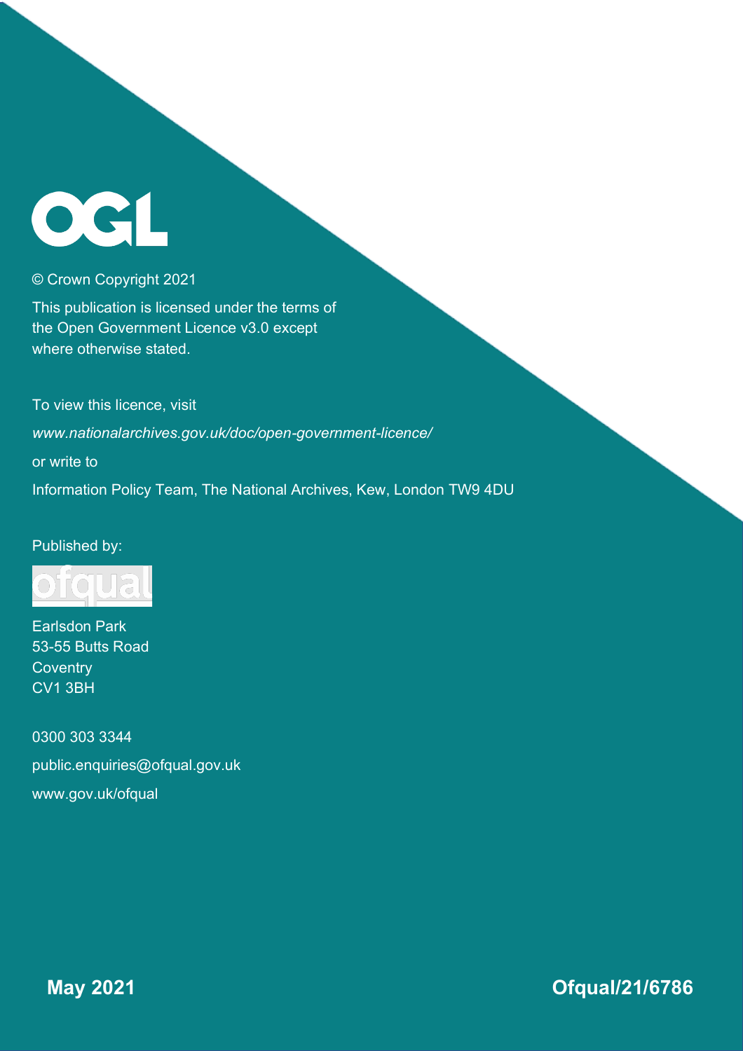OGL

© Crown Copyright 2021

This publication is licensed under the terms of the Open Government Licence v3.0 except where otherwise stated.

To view this licence, visit

*www.nationalarchives.gov.uk/doc/open-government-licence/*

or write to

Information Policy Team, The National Archives, Kew, London TW9 4DU

Published by:

ofqual

Earlsdon Park
53-55 Butts Road
Coventry
CV1 3BH

0300 303 3344

public.enquiries@ofqual.gov.uk

www.gov.uk/ofqual

**May 2021**

**Ofqual/21/6786**